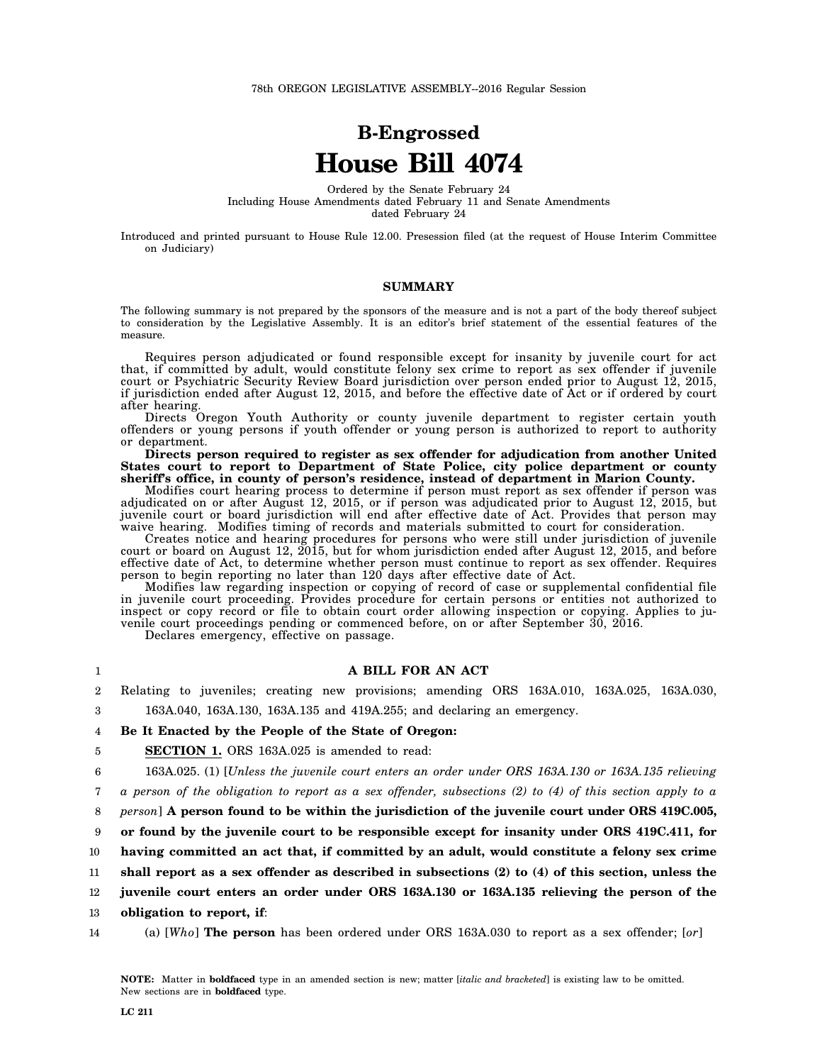78th OREGON LEGISLATIVE ASSEMBLY--2016 Regular Session

# B-Engrossed

# House Bill 4074

Ordered by the Senate February 24
Including House Amendments dated February 11 and Senate Amendments dated February 24

Introduced and printed pursuant to House Rule 12.00. Presession filed (at the request of House Interim Committee on Judiciary)

## SUMMARY

The following summary is not prepared by the sponsors of the measure and is not a part of the body thereof subject to consideration by the Legislative Assembly. It is an editor's brief statement of the essential features of the measure.

Requires person adjudicated or found responsible except for insanity by juvenile court for act that, if committed by adult, would constitute felony sex crime to report as sex offender if juvenile court or Psychiatric Security Review Board jurisdiction over person ended prior to August 12, 2015, if jurisdiction ended after August 12, 2015, and before the effective date of Act or if ordered by court after hearing.

Directs Oregon Youth Authority or county juvenile department to register certain youth offenders or young persons if youth offender or young person is authorized to report to authority or department.

**Directs person required to register as sex offender for adjudication from another United States court to report to Department of State Police, city police department or county sheriff's office, in county of person's residence, instead of department in Marion County.**

Modifies court hearing process to determine if person must report as sex offender if person was adjudicated on or after August 12, 2015, or if person was adjudicated prior to August 12, 2015, but juvenile court or board jurisdiction will end after effective date of Act. Provides that person may waive hearing. Modifies timing of records and materials submitted to court for consideration.

Creates notice and hearing procedures for persons who were still under jurisdiction of juvenile court or board on August 12, 2015, but for whom jurisdiction ended after August 12, 2015, and before effective date of Act, to determine whether person must continue to report as sex offender. Requires person to begin reporting no later than 120 days after effective date of Act.

Modifies law regarding inspection or copying of record of case or supplemental confidential file in juvenile court proceeding. Provides procedure for certain persons or entities not authorized to inspect or copy record or file to obtain court order allowing inspection or copying. Applies to juvenile court proceedings pending or commenced before, on or after September 30, 2016.

Declares emergency, effective on passage.

1 **A BILL FOR AN ACT**

2 Relating to juveniles; creating new provisions; amending ORS 163A.010, 163A.025, 163A.030,
3 163A.040, 163A.130, 163A.135 and 419A.255; and declaring an emergency.

4 **Be It Enacted by the People of the State of Oregon:**

5 **SECTION 1.** ORS 163A.025 is amended to read:

6 163A.025. (1) [*Unless the juvenile court enters an order under ORS 163A.130 or 163A.135 relieving*
7 *a person of the obligation to report as a sex offender, subsections (2) to (4) of this section apply to a*
8 *person*] **A person found to be within the jurisdiction of the juvenile court under ORS 419C.005,**
9 **or found by the juvenile court to be responsible except for insanity under ORS 419C.411, for**
10 **having committed an act that, if committed by an adult, would constitute a felony sex crime**
11 **shall report as a sex offender as described in subsections (2) to (4) of this section, unless the**
12 **juvenile court enters an order under ORS 163A.130 or 163A.135 relieving the person of the**
13 **obligation to report, if**:

14 (a) [*Who*] **The person** has been ordered under ORS 163A.030 to report as a sex offender; [*or*]

**NOTE:** Matter in **boldfaced** type in an amended section is new; matter [*italic and bracketed*] is existing law to be omitted. New sections are in **boldfaced** type.

LC 211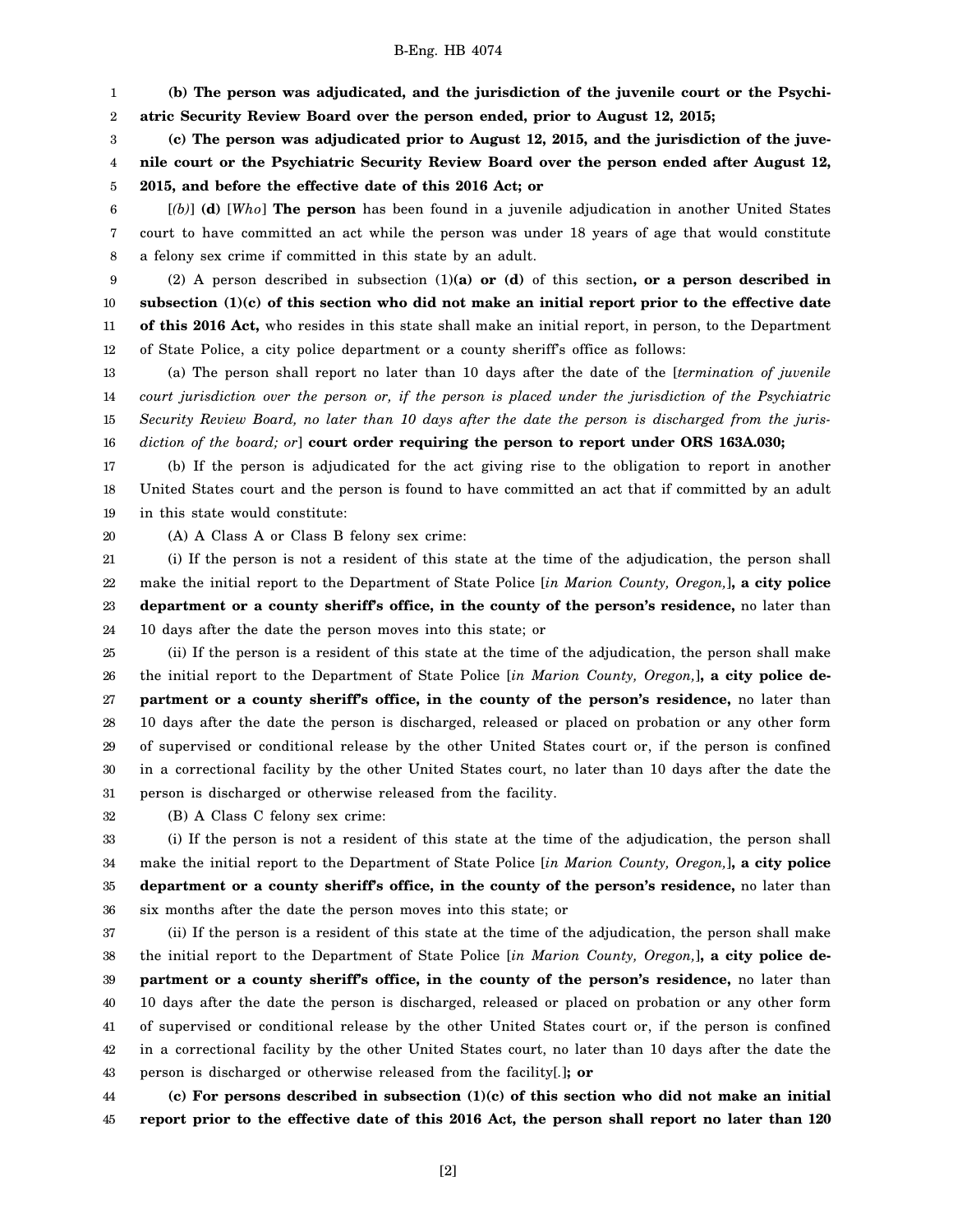**(b) The person was adjudicated, and the jurisdiction of the juvenile court or the Psychiatric Security Review Board over the person ended, prior to August 12, 2015;**

**(c) The person was adjudicated prior to August 12, 2015, and the jurisdiction of the juvenile court or the Psychiatric Security Review Board over the person ended after August 12, 2015, and before the effective date of this 2016 Act; or**

[*(b)*] **(d)** [*Who*] **The person** has been found in a juvenile adjudication in another United States court to have committed an act while the person was under 18 years of age that would constitute a felony sex crime if committed in this state by an adult.

(2) A person described in subsection (1)**(a) or (d)** of this section**, or a person described in subsection (1)(c) of this section who did not make an initial report prior to the effective date of this 2016 Act,** who resides in this state shall make an initial report, in person, to the Department of State Police, a city police department or a county sheriff's office as follows:

(a) The person shall report no later than 10 days after the date of the [*termination of juvenile court jurisdiction over the person or, if the person is placed under the jurisdiction of the Psychiatric Security Review Board, no later than 10 days after the date the person is discharged from the jurisdiction of the board; or*] **court order requiring the person to report under ORS 163A.030;**

(b) If the person is adjudicated for the act giving rise to the obligation to report in another United States court and the person is found to have committed an act that if committed by an adult in this state would constitute:

(A) A Class A or Class B felony sex crime:

(i) If the person is not a resident of this state at the time of the adjudication, the person shall make the initial report to the Department of State Police [*in Marion County, Oregon,*]**, a city police department or a county sheriff's office, in the county of the person's residence,** no later than 10 days after the date the person moves into this state; or

(ii) If the person is a resident of this state at the time of the adjudication, the person shall make the initial report to the Department of State Police [*in Marion County, Oregon,*]**, a city police department or a county sheriff's office, in the county of the person's residence,** no later than 10 days after the date the person is discharged, released or placed on probation or any other form of supervised or conditional release by the other United States court or, if the person is confined in a correctional facility by the other United States court, no later than 10 days after the date the person is discharged or otherwise released from the facility.

(B) A Class C felony sex crime:

(i) If the person is not a resident of this state at the time of the adjudication, the person shall make the initial report to the Department of State Police [*in Marion County, Oregon,*]**, a city police department or a county sheriff's office, in the county of the person's residence,** no later than six months after the date the person moves into this state; or

(ii) If the person is a resident of this state at the time of the adjudication, the person shall make the initial report to the Department of State Police [*in Marion County, Oregon,*]**, a city police department or a county sheriff's office, in the county of the person's residence,** no later than 10 days after the date the person is discharged, released or placed on probation or any other form of supervised or conditional release by the other United States court or, if the person is confined in a correctional facility by the other United States court, no later than 10 days after the date the person is discharged or otherwise released from the facility[*.*]**; or**

**(c) For persons described in subsection (1)(c) of this section who did not make an initial report prior to the effective date of this 2016 Act, the person shall report no later than 120**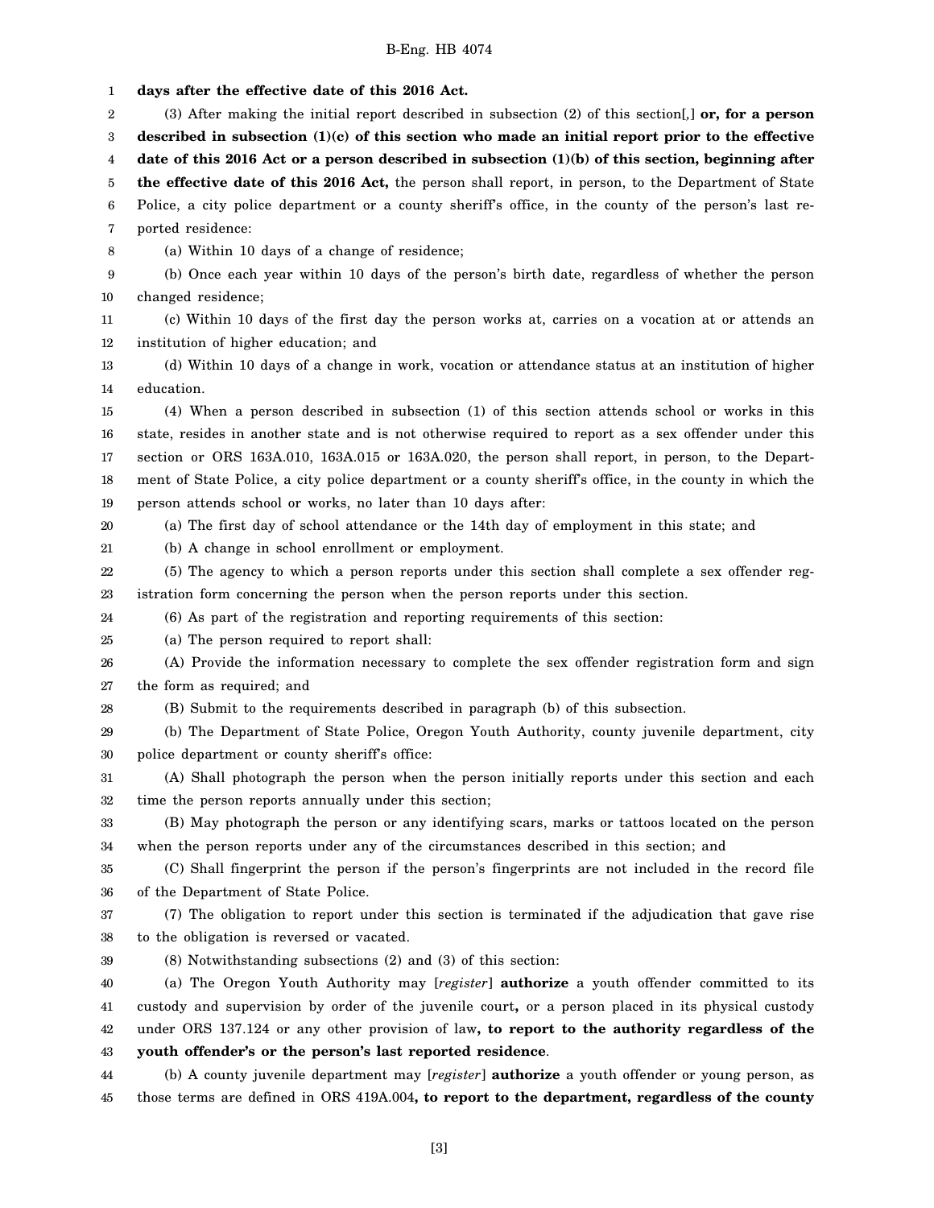**days after the effective date of this 2016 Act.**

(3) After making the initial report described in subsection (2) of this section[,] **or, for a person described in subsection (1)(c) of this section who made an initial report prior to the effective date of this 2016 Act or a person described in subsection (1)(b) of this section, beginning after the effective date of this 2016 Act,** the person shall report, in person, to the Department of State Police, a city police department or a county sheriff's office, in the county of the person's last reported residence:

(a) Within 10 days of a change of residence;

(b) Once each year within 10 days of the person's birth date, regardless of whether the person changed residence;

(c) Within 10 days of the first day the person works at, carries on a vocation at or attends an institution of higher education; and

(d) Within 10 days of a change in work, vocation or attendance status at an institution of higher education.

(4) When a person described in subsection (1) of this section attends school or works in this state, resides in another state and is not otherwise required to report as a sex offender under this section or ORS 163A.010, 163A.015 or 163A.020, the person shall report, in person, to the Department of State Police, a city police department or a county sheriff's office, in the county in which the person attends school or works, no later than 10 days after:

(a) The first day of school attendance or the 14th day of employment in this state; and

(b) A change in school enrollment or employment.

(5) The agency to which a person reports under this section shall complete a sex offender registration form concerning the person when the person reports under this section.

(6) As part of the registration and reporting requirements of this section:

(a) The person required to report shall:

(A) Provide the information necessary to complete the sex offender registration form and sign the form as required; and

(B) Submit to the requirements described in paragraph (b) of this subsection.

(b) The Department of State Police, Oregon Youth Authority, county juvenile department, city police department or county sheriff's office:

(A) Shall photograph the person when the person initially reports under this section and each time the person reports annually under this section;

(B) May photograph the person or any identifying scars, marks or tattoos located on the person when the person reports under any of the circumstances described in this section; and

(C) Shall fingerprint the person if the person's fingerprints are not included in the record file of the Department of State Police.

(7) The obligation to report under this section is terminated if the adjudication that gave rise to the obligation is reversed or vacated.

(8) Notwithstanding subsections (2) and (3) of this section:

(a) The Oregon Youth Authority may [*register*] **authorize** a youth offender committed to its custody and supervision by order of the juvenile court**,** or a person placed in its physical custody under ORS 137.124 or any other provision of law**, to report to the authority regardless of the youth offender's or the person's last reported residence**.

(b) A county juvenile department may [*register*] **authorize** a youth offender or young person, as those terms are defined in ORS 419A.004**, to report to the department, regardless of the county**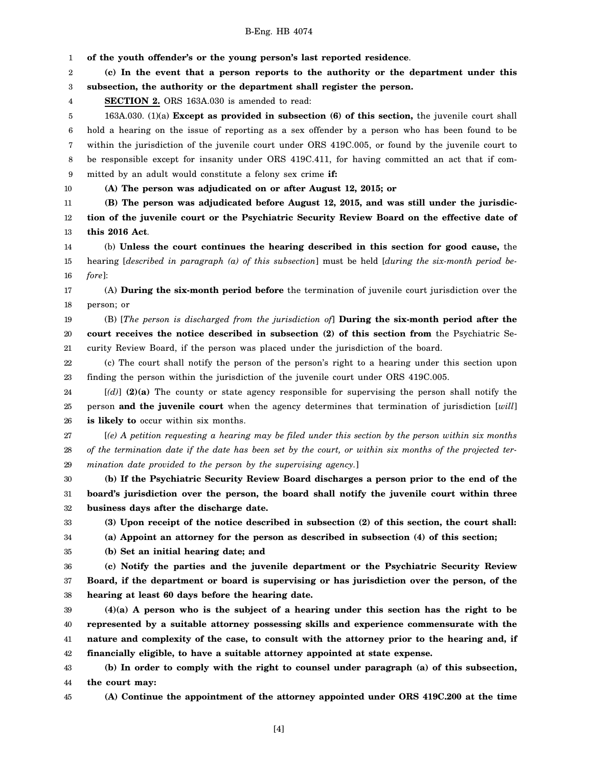**of the youth offender's or the young person's last reported residence**.

**(c) In the event that a person reports to the authority or the department under this subsection, the authority or the department shall register the person.**

**SECTION 2.** ORS 163A.030 is amended to read:

163A.030. (1)(a) **Except as provided in subsection (6) of this section,** the juvenile court shall hold a hearing on the issue of reporting as a sex offender by a person who has been found to be within the jurisdiction of the juvenile court under ORS 419C.005, or found by the juvenile court to be responsible except for insanity under ORS 419C.411, for having committed an act that if committed by an adult would constitute a felony sex crime **if:**

**(A) The person was adjudicated on or after August 12, 2015; or**

**(B) The person was adjudicated before August 12, 2015, and was still under the jurisdiction of the juvenile court or the Psychiatric Security Review Board on the effective date of this 2016 Act**.

(b) **Unless the court continues the hearing described in this section for good cause,** the hearing [*described in paragraph (a) of this subsection*] must be held [*during the six-month period before*]:

(A) **During the six-month period before** the termination of juvenile court jurisdiction over the person; or

(B) [*The person is discharged from the jurisdiction of*] **During the six-month period after the court receives the notice described in subsection (2) of this section from** the Psychiatric Security Review Board, if the person was placed under the jurisdiction of the board.

(c) The court shall notify the person of the person's right to a hearing under this section upon finding the person within the jurisdiction of the juvenile court under ORS 419C.005.

[*(d)*] **(2)(a)** The county or state agency responsible for supervising the person shall notify the person **and the juvenile court** when the agency determines that termination of jurisdiction [*will*] **is likely to** occur within six months.

[*(e) A petition requesting a hearing may be filed under this section by the person within six months of the termination date if the date has been set by the court, or within six months of the projected termination date provided to the person by the supervising agency.*]

**(b) If the Psychiatric Security Review Board discharges a person prior to the end of the board's jurisdiction over the person, the board shall notify the juvenile court within three business days after the discharge date.**

**(3) Upon receipt of the notice described in subsection (2) of this section, the court shall:**

**(a) Appoint an attorney for the person as described in subsection (4) of this section;**

**(b) Set an initial hearing date; and**

**(c) Notify the parties and the juvenile department or the Psychiatric Security Review Board, if the department or board is supervising or has jurisdiction over the person, of the hearing at least 60 days before the hearing date.**

**(4)(a) A person who is the subject of a hearing under this section has the right to be represented by a suitable attorney possessing skills and experience commensurate with the nature and complexity of the case, to consult with the attorney prior to the hearing and, if financially eligible, to have a suitable attorney appointed at state expense.**

**(b) In order to comply with the right to counsel under paragraph (a) of this subsection, the court may:**

**(A) Continue the appointment of the attorney appointed under ORS 419C.200 at the time**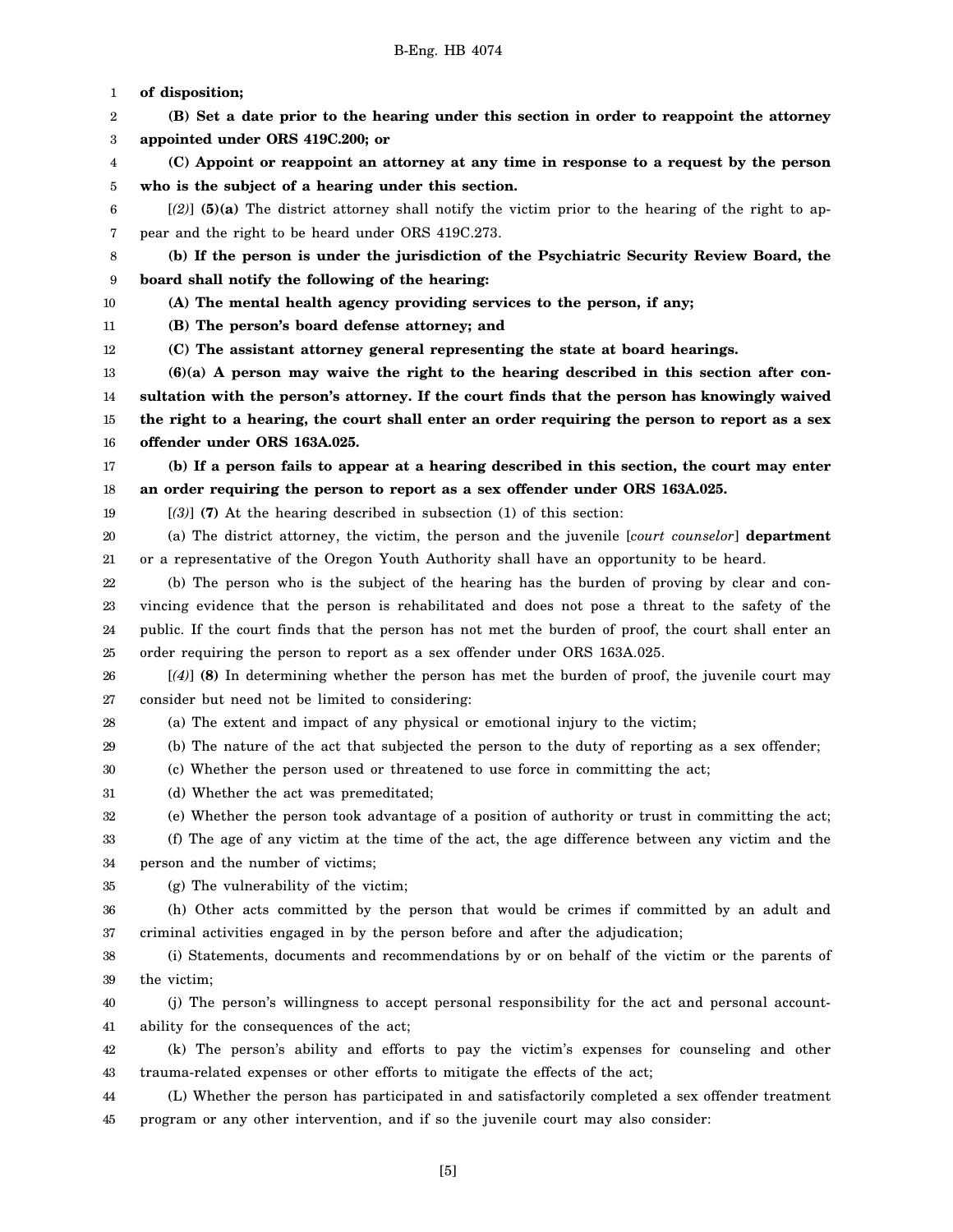**of disposition;**

**(B) Set a date prior to the hearing under this section in order to reappoint the attorney appointed under ORS 419C.200; or**

**(C) Appoint or reappoint an attorney at any time in response to a request by the person who is the subject of a hearing under this section.**

[*(2)*] **(5)(a)** The district attorney shall notify the victim prior to the hearing of the right to appear and the right to be heard under ORS 419C.273.

**(b) If the person is under the jurisdiction of the Psychiatric Security Review Board, the board shall notify the following of the hearing:**

**(A) The mental health agency providing services to the person, if any;**

**(B) The person's board defense attorney; and**

**(C) The assistant attorney general representing the state at board hearings.**

**(6)(a) A person may waive the right to the hearing described in this section after consultation with the person's attorney. If the court finds that the person has knowingly waived the right to a hearing, the court shall enter an order requiring the person to report as a sex offender under ORS 163A.025.**

**(b) If a person fails to appear at a hearing described in this section, the court may enter an order requiring the person to report as a sex offender under ORS 163A.025.**

[*(3)*] **(7)** At the hearing described in subsection (1) of this section:

(a) The district attorney, the victim, the person and the juvenile [*court counselor*] **department** or a representative of the Oregon Youth Authority shall have an opportunity to be heard.

(b) The person who is the subject of the hearing has the burden of proving by clear and convincing evidence that the person is rehabilitated and does not pose a threat to the safety of the public. If the court finds that the person has not met the burden of proof, the court shall enter an order requiring the person to report as a sex offender under ORS 163A.025.

[*(4)*] **(8)** In determining whether the person has met the burden of proof, the juvenile court may consider but need not be limited to considering:

(a) The extent and impact of any physical or emotional injury to the victim;

(b) The nature of the act that subjected the person to the duty of reporting as a sex offender;

(c) Whether the person used or threatened to use force in committing the act;

(d) Whether the act was premeditated;

(e) Whether the person took advantage of a position of authority or trust in committing the act;

(f) The age of any victim at the time of the act, the age difference between any victim and the person and the number of victims;

(g) The vulnerability of the victim;

(h) Other acts committed by the person that would be crimes if committed by an adult and criminal activities engaged in by the person before and after the adjudication;

(i) Statements, documents and recommendations by or on behalf of the victim or the parents of the victim;

(j) The person's willingness to accept personal responsibility for the act and personal accountability for the consequences of the act;

(k) The person's ability and efforts to pay the victim's expenses for counseling and other trauma-related expenses or other efforts to mitigate the effects of the act;

(L) Whether the person has participated in and satisfactorily completed a sex offender treatment program or any other intervention, and if so the juvenile court may also consider: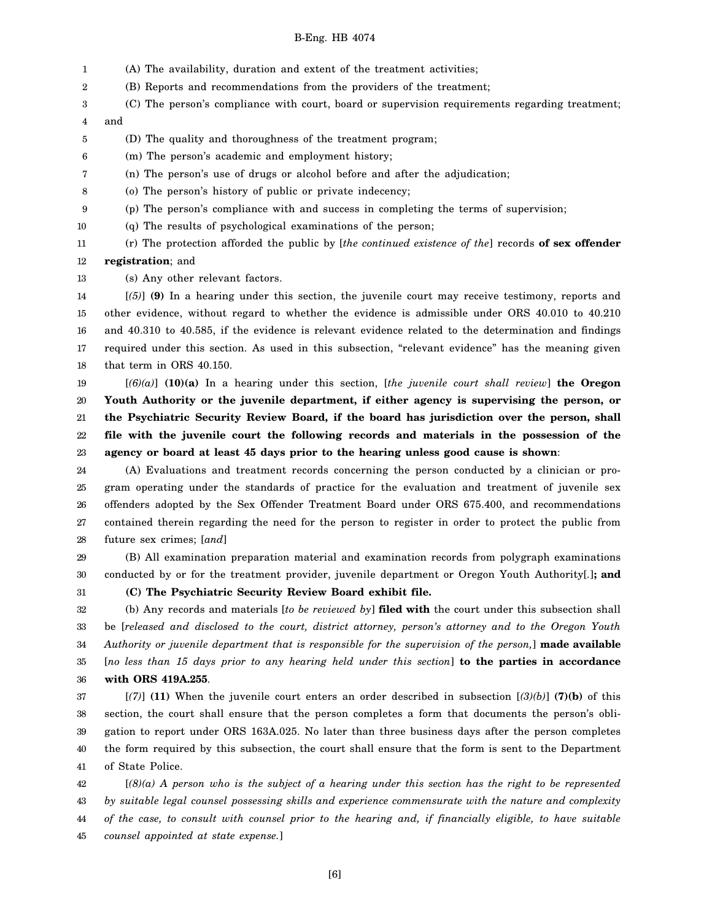(A) The availability, duration and extent of the treatment activities;

(B) Reports and recommendations from the providers of the treatment;

(C) The person's compliance with court, board or supervision requirements regarding treatment; and

(D) The quality and thoroughness of the treatment program;

(m) The person's academic and employment history;

(n) The person's use of drugs or alcohol before and after the adjudication;

(o) The person's history of public or private indecency;

(p) The person's compliance with and success in completing the terms of supervision;

(q) The results of psychological examinations of the person;

(r) The protection afforded the public by [*the continued existence of the*] records **of sex offender registration**; and

(s) Any other relevant factors.

[*(5)*] **(9)** In a hearing under this section, the juvenile court may receive testimony, reports and other evidence, without regard to whether the evidence is admissible under ORS 40.010 to 40.210 and 40.310 to 40.585, if the evidence is relevant evidence related to the determination and findings required under this section. As used in this subsection, "relevant evidence" has the meaning given that term in ORS 40.150.

[*(6)(a)*] **(10)(a)** In a hearing under this section, [*the juvenile court shall review*] **the Oregon Youth Authority or the juvenile department, if either agency is supervising the person, or the Psychiatric Security Review Board, if the board has jurisdiction over the person, shall file with the juvenile court the following records and materials in the possession of the agency or board at least 45 days prior to the hearing unless good cause is shown**:

(A) Evaluations and treatment records concerning the person conducted by a clinician or program operating under the standards of practice for the evaluation and treatment of juvenile sex offenders adopted by the Sex Offender Treatment Board under ORS 675.400, and recommendations contained therein regarding the need for the person to register in order to protect the public from future sex crimes; [*and*]

(B) All examination preparation material and examination records from polygraph examinations conducted by or for the treatment provider, juvenile department or Oregon Youth Authority[*.*]**; and**

**(C) The Psychiatric Security Review Board exhibit file.**

(b) Any records and materials [*to be reviewed by*] **filed with** the court under this subsection shall be [*released and disclosed to the court, district attorney, person's attorney and to the Oregon Youth Authority or juvenile department that is responsible for the supervision of the person,*] **made available** [*no less than 15 days prior to any hearing held under this section*] **to the parties in accordance with ORS 419A.255**.

[*(7)*] **(11)** When the juvenile court enters an order described in subsection [*(3)(b)*] **(7)(b)** of this section, the court shall ensure that the person completes a form that documents the person's obligation to report under ORS 163A.025. No later than three business days after the person completes the form required by this subsection, the court shall ensure that the form is sent to the Department of State Police.

[*(8)(a) A person who is the subject of a hearing under this section has the right to be represented by suitable legal counsel possessing skills and experience commensurate with the nature and complexity of the case, to consult with counsel prior to the hearing and, if financially eligible, to have suitable counsel appointed at state expense.*]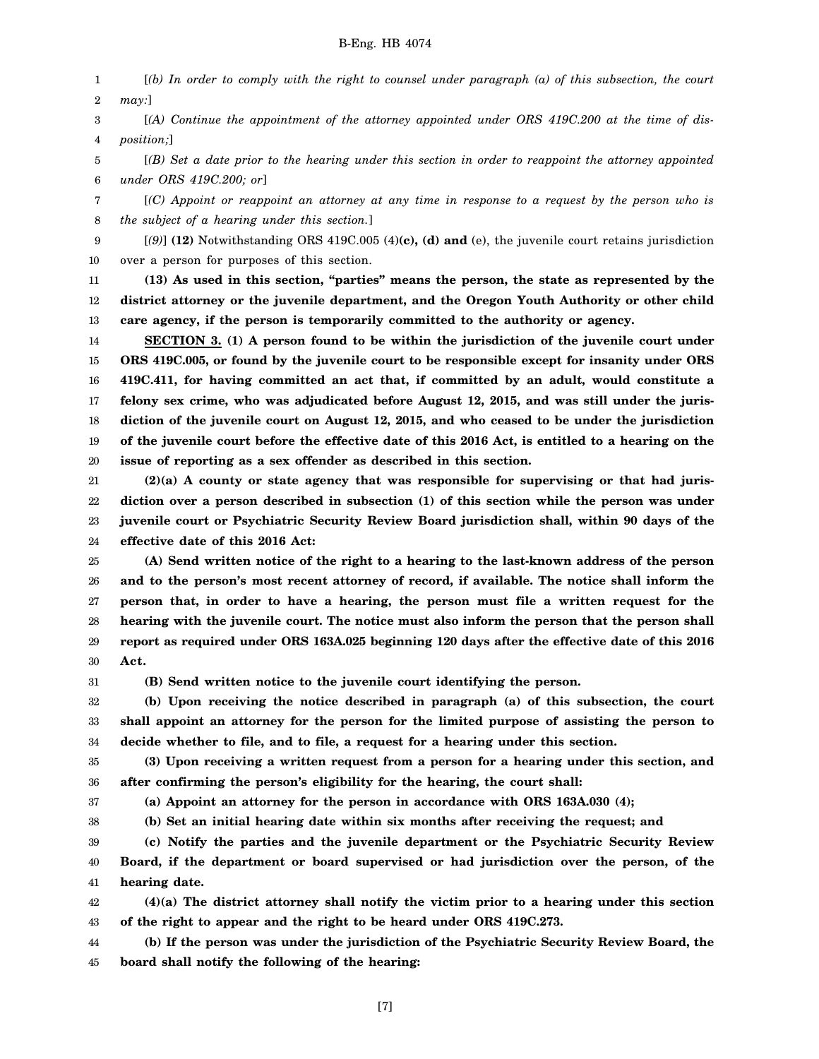[*(b) In order to comply with the right to counsel under paragraph (a) of this subsection, the court may:*]

[*(A) Continue the appointment of the attorney appointed under ORS 419C.200 at the time of disposition;*]

[*(B) Set a date prior to the hearing under this section in order to reappoint the attorney appointed under ORS 419C.200; or*]

[*(C) Appoint or reappoint an attorney at any time in response to a request by the person who is the subject of a hearing under this section.*]

[*(9)*] **(12)** Notwithstanding ORS 419C.005 (4)**(c), (d) and** (e), the juvenile court retains jurisdiction over a person for purposes of this section.

**(13) As used in this section, "parties" means the person, the state as represented by the district attorney or the juvenile department, and the Oregon Youth Authority or other child care agency, if the person is temporarily committed to the authority or agency.**

**SECTION 3. (1) A person found to be within the jurisdiction of the juvenile court under ORS 419C.005, or found by the juvenile court to be responsible except for insanity under ORS 419C.411, for having committed an act that, if committed by an adult, would constitute a felony sex crime, who was adjudicated before August 12, 2015, and was still under the jurisdiction of the juvenile court on August 12, 2015, and who ceased to be under the jurisdiction of the juvenile court before the effective date of this 2016 Act, is entitled to a hearing on the issue of reporting as a sex offender as described in this section.**

**(2)(a) A county or state agency that was responsible for supervising or that had jurisdiction over a person described in subsection (1) of this section while the person was under juvenile court or Psychiatric Security Review Board jurisdiction shall, within 90 days of the effective date of this 2016 Act:**

**(A) Send written notice of the right to a hearing to the last-known address of the person and to the person's most recent attorney of record, if available. The notice shall inform the person that, in order to have a hearing, the person must file a written request for the hearing with the juvenile court. The notice must also inform the person that the person shall report as required under ORS 163A.025 beginning 120 days after the effective date of this 2016 Act.**

**(B) Send written notice to the juvenile court identifying the person.**

**(b) Upon receiving the notice described in paragraph (a) of this subsection, the court shall appoint an attorney for the person for the limited purpose of assisting the person to decide whether to file, and to file, a request for a hearing under this section.**

**(3) Upon receiving a written request from a person for a hearing under this section, and after confirming the person's eligibility for the hearing, the court shall:**

**(a) Appoint an attorney for the person in accordance with ORS 163A.030 (4);**

**(b) Set an initial hearing date within six months after receiving the request; and**

**(c) Notify the parties and the juvenile department or the Psychiatric Security Review Board, if the department or board supervised or had jurisdiction over the person, of the hearing date.**

**(4)(a) The district attorney shall notify the victim prior to a hearing under this section of the right to appear and the right to be heard under ORS 419C.273.**

**(b) If the person was under the jurisdiction of the Psychiatric Security Review Board, the board shall notify the following of the hearing:**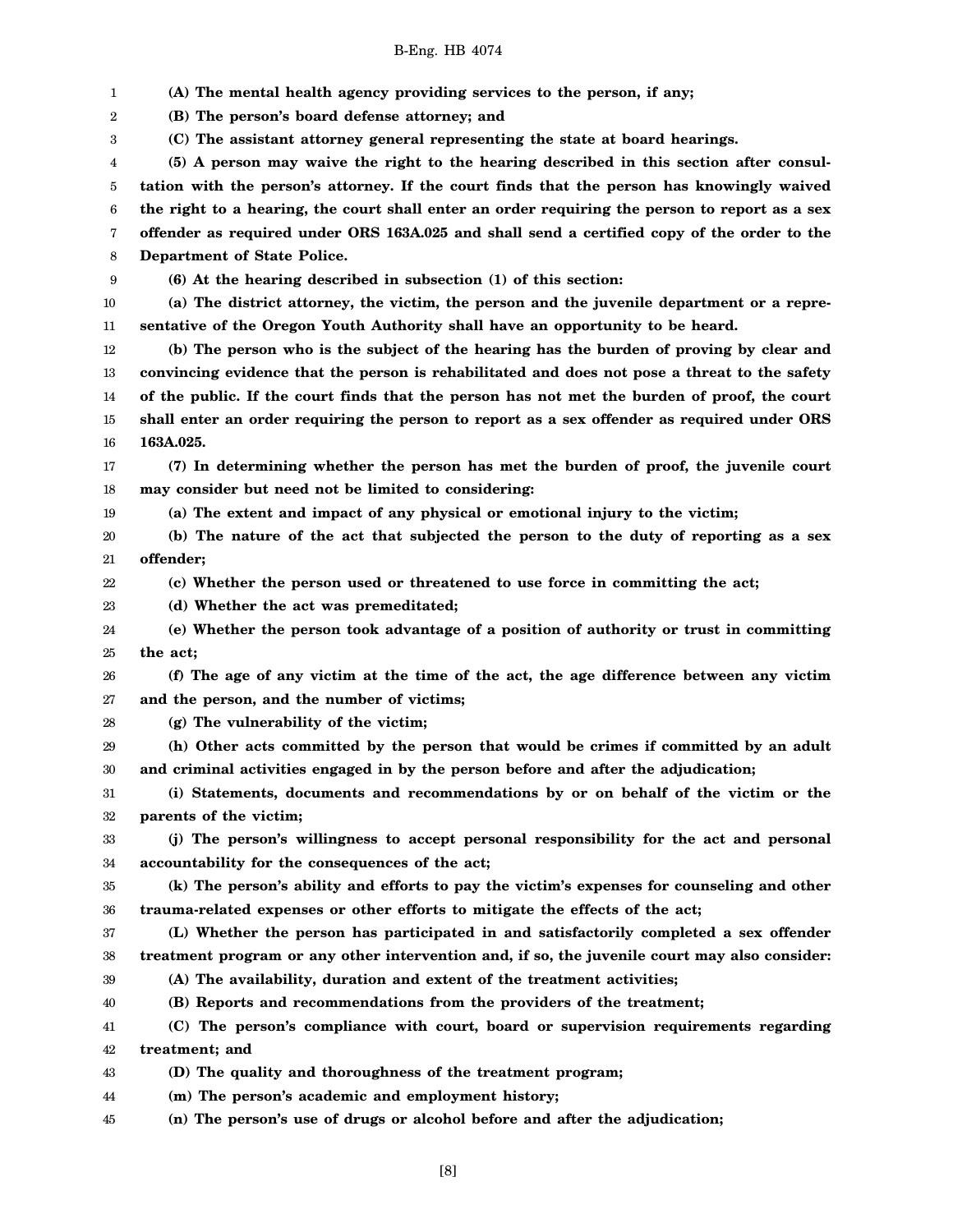**(A) The mental health agency providing services to the person, if any;**

**(B) The person's board defense attorney; and**

**(C) The assistant attorney general representing the state at board hearings.**

**(5) A person may waive the right to the hearing described in this section after consultation with the person's attorney. If the court finds that the person has knowingly waived the right to a hearing, the court shall enter an order requiring the person to report as a sex offender as required under ORS 163A.025 and shall send a certified copy of the order to the Department of State Police.**

**(6) At the hearing described in subsection (1) of this section:**

**(a) The district attorney, the victim, the person and the juvenile department or a representative of the Oregon Youth Authority shall have an opportunity to be heard.**

**(b) The person who is the subject of the hearing has the burden of proving by clear and convincing evidence that the person is rehabilitated and does not pose a threat to the safety of the public. If the court finds that the person has not met the burden of proof, the court shall enter an order requiring the person to report as a sex offender as required under ORS 163A.025.**

**(7) In determining whether the person has met the burden of proof, the juvenile court may consider but need not be limited to considering:**

**(a) The extent and impact of any physical or emotional injury to the victim;**

**(b) The nature of the act that subjected the person to the duty of reporting as a sex offender;**

**(c) Whether the person used or threatened to use force in committing the act;**

**(d) Whether the act was premeditated;**

**(e) Whether the person took advantage of a position of authority or trust in committing the act;**

**(f) The age of any victim at the time of the act, the age difference between any victim and the person, and the number of victims;**

**(g) The vulnerability of the victim;**

**(h) Other acts committed by the person that would be crimes if committed by an adult and criminal activities engaged in by the person before and after the adjudication;**

**(i) Statements, documents and recommendations by or on behalf of the victim or the parents of the victim;**

**(j) The person's willingness to accept personal responsibility for the act and personal accountability for the consequences of the act;**

**(k) The person's ability and efforts to pay the victim's expenses for counseling and other trauma-related expenses or other efforts to mitigate the effects of the act;**

**(L) Whether the person has participated in and satisfactorily completed a sex offender treatment program or any other intervention and, if so, the juvenile court may also consider:**

**(A) The availability, duration and extent of the treatment activities;**

**(B) Reports and recommendations from the providers of the treatment;**

**(C) The person's compliance with court, board or supervision requirements regarding treatment; and**

**(D) The quality and thoroughness of the treatment program;**

**(m) The person's academic and employment history;**

**(n) The person's use of drugs or alcohol before and after the adjudication;**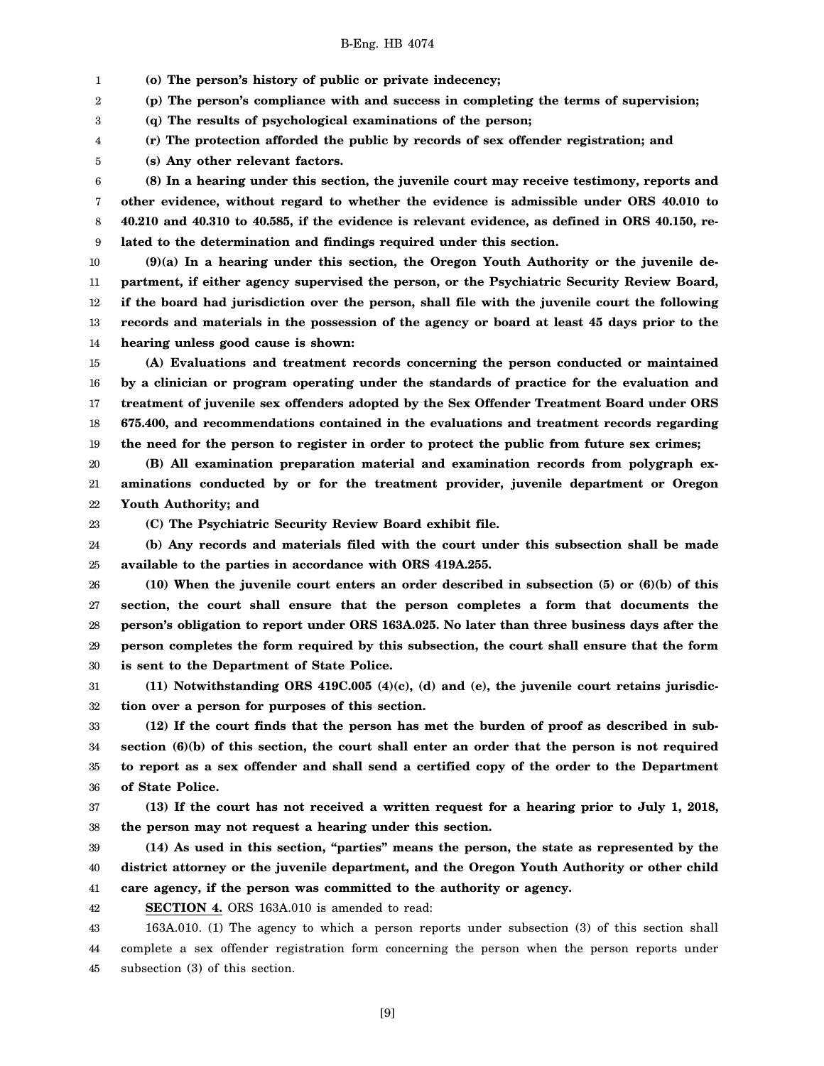**(o) The person's history of public or private indecency;**

**(p) The person's compliance with and success in completing the terms of supervision;**

**(q) The results of psychological examinations of the person;**

**(r) The protection afforded the public by records of sex offender registration; and**

**(s) Any other relevant factors.**

**(8) In a hearing under this section, the juvenile court may receive testimony, reports and other evidence, without regard to whether the evidence is admissible under ORS 40.010 to 40.210 and 40.310 to 40.585, if the evidence is relevant evidence, as defined in ORS 40.150, related to the determination and findings required under this section.**

**(9)(a) In a hearing under this section, the Oregon Youth Authority or the juvenile department, if either agency supervised the person, or the Psychiatric Security Review Board, if the board had jurisdiction over the person, shall file with the juvenile court the following records and materials in the possession of the agency or board at least 45 days prior to the hearing unless good cause is shown:**

**(A) Evaluations and treatment records concerning the person conducted or maintained by a clinician or program operating under the standards of practice for the evaluation and treatment of juvenile sex offenders adopted by the Sex Offender Treatment Board under ORS 675.400, and recommendations contained in the evaluations and treatment records regarding the need for the person to register in order to protect the public from future sex crimes;**

**(B) All examination preparation material and examination records from polygraph examinations conducted by or for the treatment provider, juvenile department or Oregon Youth Authority; and**

**(C) The Psychiatric Security Review Board exhibit file.**

**(b) Any records and materials filed with the court under this subsection shall be made available to the parties in accordance with ORS 419A.255.**

**(10) When the juvenile court enters an order described in subsection (5) or (6)(b) of this section, the court shall ensure that the person completes a form that documents the person's obligation to report under ORS 163A.025. No later than three business days after the person completes the form required by this subsection, the court shall ensure that the form is sent to the Department of State Police.**

**(11) Notwithstanding ORS 419C.005 (4)(c), (d) and (e), the juvenile court retains jurisdiction over a person for purposes of this section.**

**(12) If the court finds that the person has met the burden of proof as described in subsection (6)(b) of this section, the court shall enter an order that the person is not required to report as a sex offender and shall send a certified copy of the order to the Department of State Police.**

**(13) If the court has not received a written request for a hearing prior to July 1, 2018, the person may not request a hearing under this section.**

**(14) As used in this section, "parties" means the person, the state as represented by the district attorney or the juvenile department, and the Oregon Youth Authority or other child care agency, if the person was committed to the authority or agency.**

**SECTION 4.** ORS 163A.010 is amended to read:

163A.010. (1) The agency to which a person reports under subsection (3) of this section shall complete a sex offender registration form concerning the person when the person reports under subsection (3) of this section.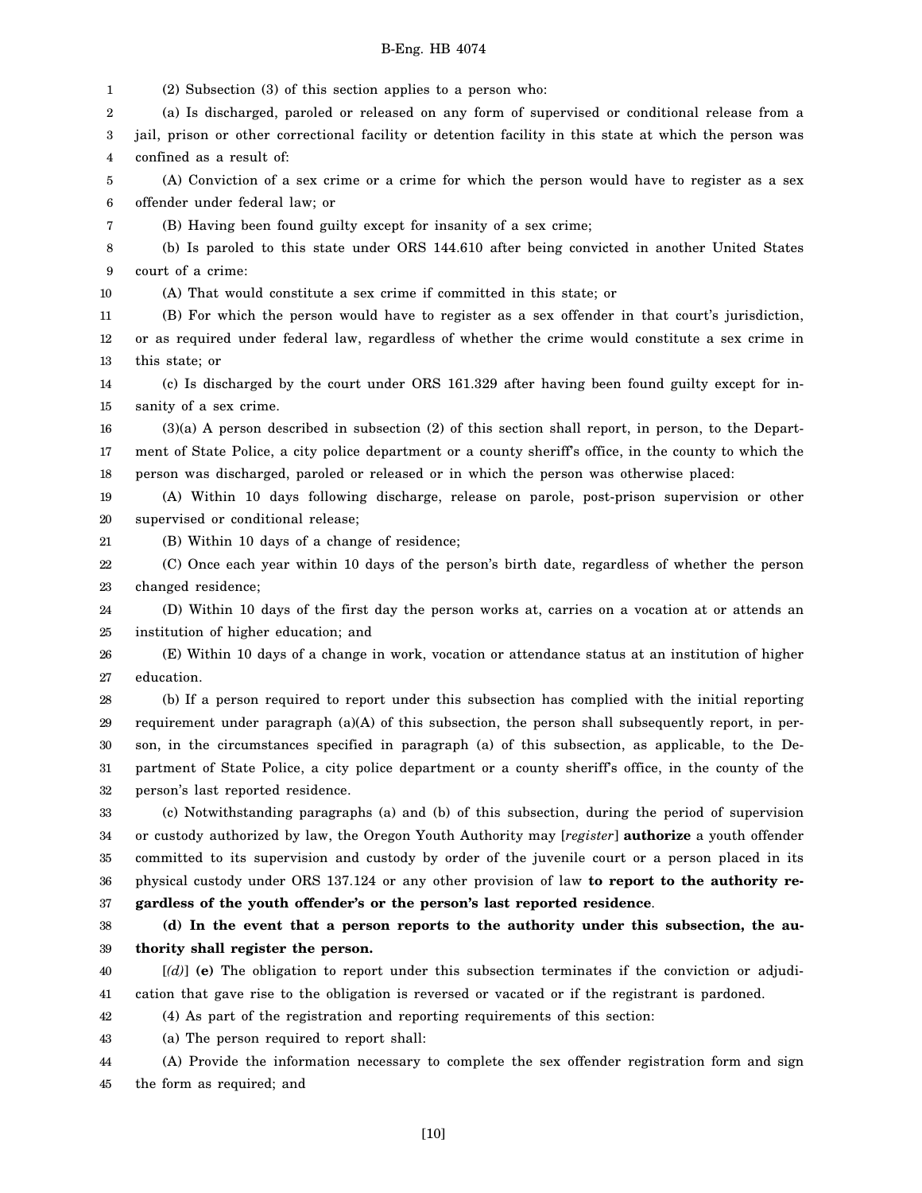(2) Subsection (3) of this section applies to a person who:

(a) Is discharged, paroled or released on any form of supervised or conditional release from a jail, prison or other correctional facility or detention facility in this state at which the person was confined as a result of:

(A) Conviction of a sex crime or a crime for which the person would have to register as a sex offender under federal law; or

(B) Having been found guilty except for insanity of a sex crime;

(b) Is paroled to this state under ORS 144.610 after being convicted in another United States court of a crime:

(A) That would constitute a sex crime if committed in this state; or

(B) For which the person would have to register as a sex offender in that court's jurisdiction, or as required under federal law, regardless of whether the crime would constitute a sex crime in this state; or

(c) Is discharged by the court under ORS 161.329 after having been found guilty except for insanity of a sex crime.

(3)(a) A person described in subsection (2) of this section shall report, in person, to the Department of State Police, a city police department or a county sheriff's office, in the county to which the person was discharged, paroled or released or in which the person was otherwise placed:

(A) Within 10 days following discharge, release on parole, post-prison supervision or other supervised or conditional release;

(B) Within 10 days of a change of residence;

(C) Once each year within 10 days of the person's birth date, regardless of whether the person changed residence;

(D) Within 10 days of the first day the person works at, carries on a vocation at or attends an institution of higher education; and

(E) Within 10 days of a change in work, vocation or attendance status at an institution of higher education.

(b) If a person required to report under this subsection has complied with the initial reporting requirement under paragraph (a)(A) of this subsection, the person shall subsequently report, in person, in the circumstances specified in paragraph (a) of this subsection, as applicable, to the Department of State Police, a city police department or a county sheriff's office, in the county of the person's last reported residence.

(c) Notwithstanding paragraphs (a) and (b) of this subsection, during the period of supervision or custody authorized by law, the Oregon Youth Authority may [*register*] **authorize** a youth offender committed to its supervision and custody by order of the juvenile court or a person placed in its physical custody under ORS 137.124 or any other provision of law **to report to the authority regardless of the youth offender's or the person's last reported residence**.

**(d) In the event that a person reports to the authority under this subsection, the authority shall register the person.**

[*(d)*] **(e)** The obligation to report under this subsection terminates if the conviction or adjudication that gave rise to the obligation is reversed or vacated or if the registrant is pardoned.

(4) As part of the registration and reporting requirements of this section:

(a) The person required to report shall:

(A) Provide the information necessary to complete the sex offender registration form and sign the form as required; and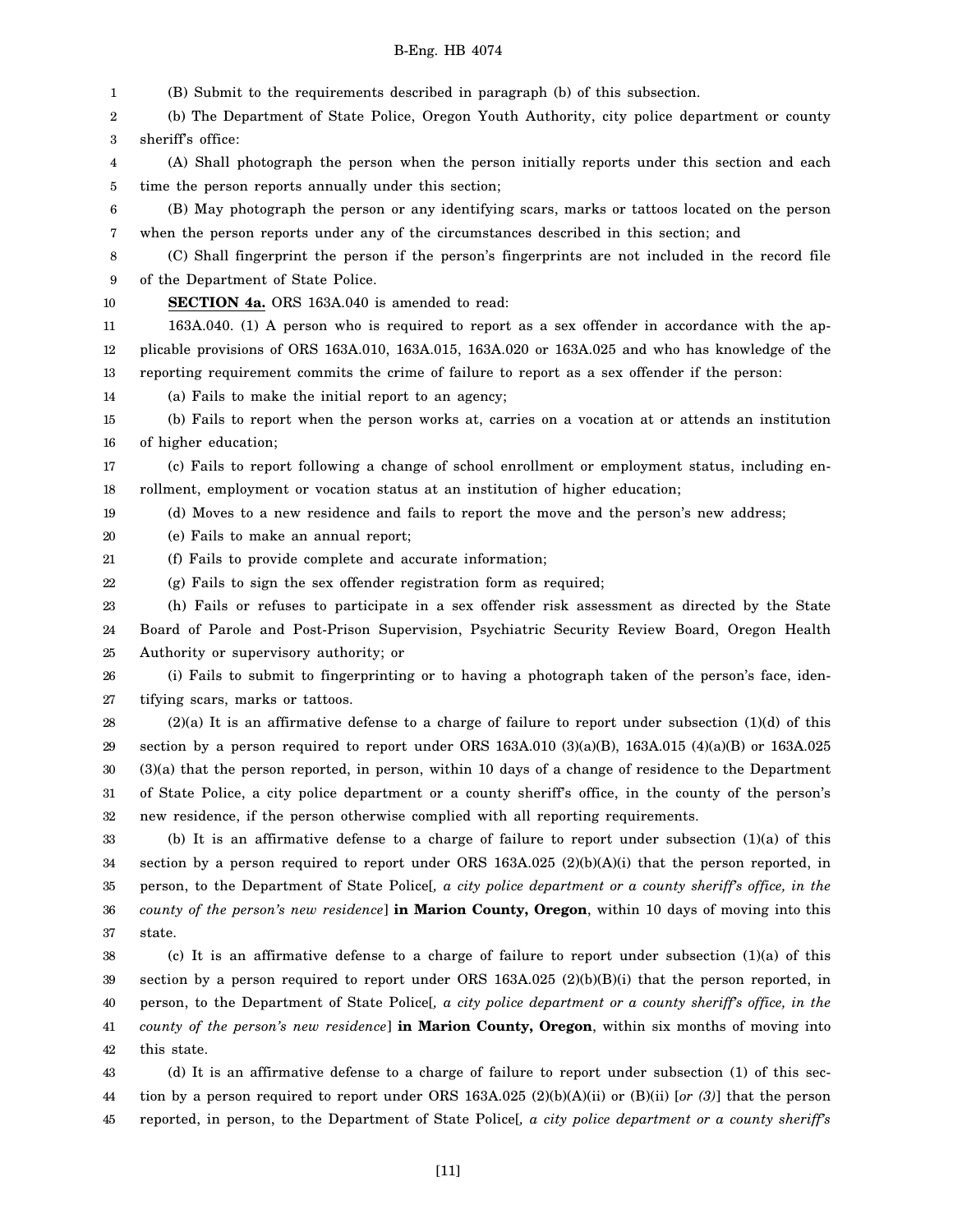(B) Submit to the requirements described in paragraph (b) of this subsection.

(b) The Department of State Police, Oregon Youth Authority, city police department or county sheriff's office:

(A) Shall photograph the person when the person initially reports under this section and each time the person reports annually under this section;

(B) May photograph the person or any identifying scars, marks or tattoos located on the person when the person reports under any of the circumstances described in this section; and

(C) Shall fingerprint the person if the person's fingerprints are not included in the record file of the Department of State Police.

**SECTION 4a.** ORS 163A.040 is amended to read:

163A.040. (1) A person who is required to report as a sex offender in accordance with the applicable provisions of ORS 163A.010, 163A.015, 163A.020 or 163A.025 and who has knowledge of the reporting requirement commits the crime of failure to report as a sex offender if the person:

(a) Fails to make the initial report to an agency;

(b) Fails to report when the person works at, carries on a vocation at or attends an institution of higher education;

(c) Fails to report following a change of school enrollment or employment status, including enrollment, employment or vocation status at an institution of higher education;

(d) Moves to a new residence and fails to report the move and the person's new address;

(e) Fails to make an annual report;

(f) Fails to provide complete and accurate information;

(g) Fails to sign the sex offender registration form as required;

(h) Fails or refuses to participate in a sex offender risk assessment as directed by the State Board of Parole and Post-Prison Supervision, Psychiatric Security Review Board, Oregon Health Authority or supervisory authority; or

(i) Fails to submit to fingerprinting or to having a photograph taken of the person's face, identifying scars, marks or tattoos.

(2)(a) It is an affirmative defense to a charge of failure to report under subsection (1)(d) of this section by a person required to report under ORS 163A.010 (3)(a)(B), 163A.015 (4)(a)(B) or 163A.025 (3)(a) that the person reported, in person, within 10 days of a change of residence to the Department of State Police, a city police department or a county sheriff's office, in the county of the person's new residence, if the person otherwise complied with all reporting requirements.

(b) It is an affirmative defense to a charge of failure to report under subsection (1)(a) of this section by a person required to report under ORS 163A.025 (2)(b)(A)(i) that the person reported, in person, to the Department of State Police[*, a city police department or a county sheriff's office, in the county of the person's new residence*] **in Marion County, Oregon**, within 10 days of moving into this state.

(c) It is an affirmative defense to a charge of failure to report under subsection (1)(a) of this section by a person required to report under ORS 163A.025 (2)(b)(B)(i) that the person reported, in person, to the Department of State Police[*, a city police department or a county sheriff's office, in the county of the person's new residence*] **in Marion County, Oregon**, within six months of moving into this state.

(d) It is an affirmative defense to a charge of failure to report under subsection (1) of this section by a person required to report under ORS 163A.025 (2)(b)(A)(ii) or (B)(ii) [*or (3)*] that the person reported, in person, to the Department of State Police[*, a city police department or a county sheriff's*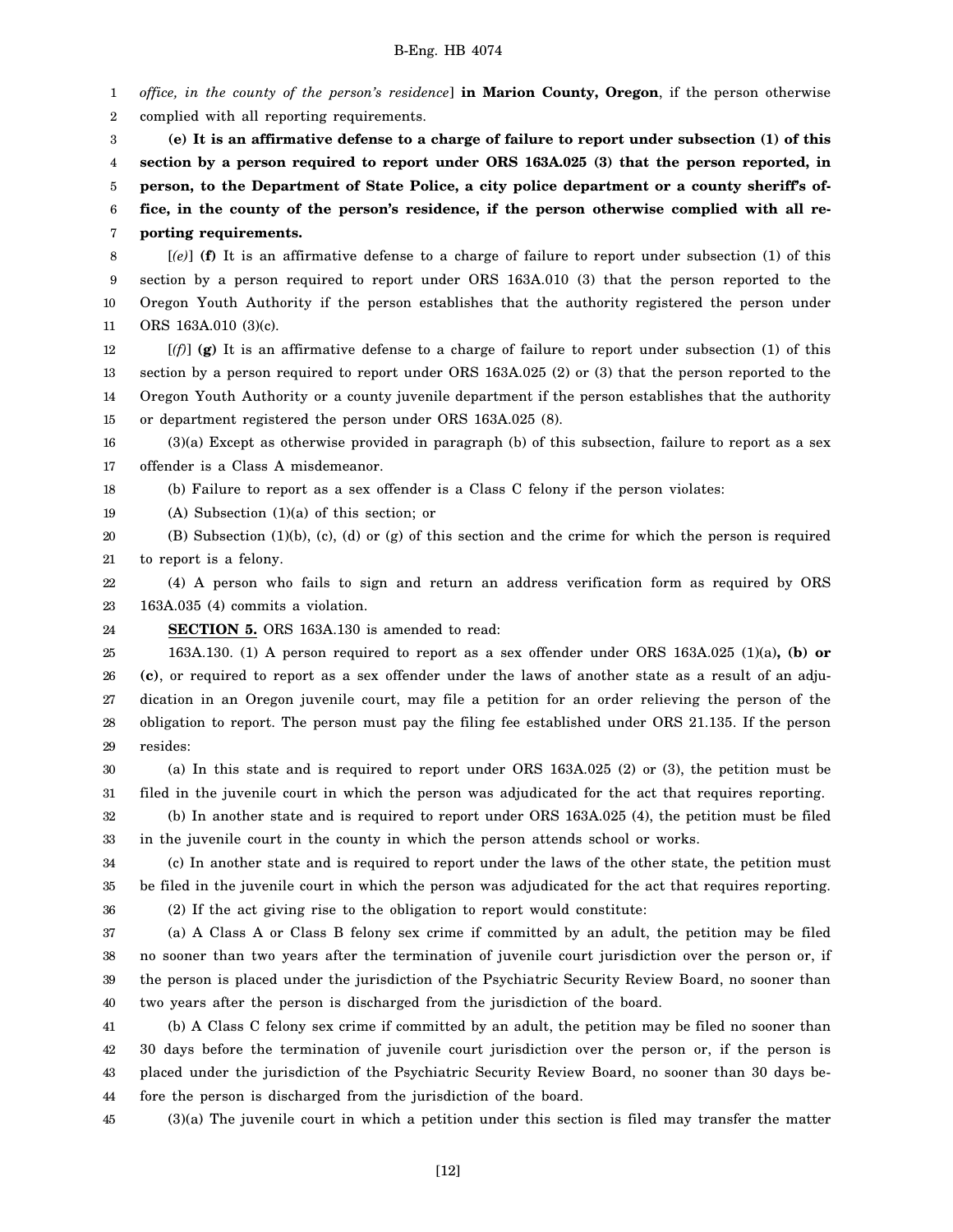*office, in the county of the person's residence*] **in Marion County, Oregon**, if the person otherwise complied with all reporting requirements.

**(e) It is an affirmative defense to a charge of failure to report under subsection (1) of this section by a person required to report under ORS 163A.025 (3) that the person reported, in person, to the Department of State Police, a city police department or a county sheriff's office, in the county of the person's residence, if the person otherwise complied with all reporting requirements.**

[*(e)*] **(f)** It is an affirmative defense to a charge of failure to report under subsection (1) of this section by a person required to report under ORS 163A.010 (3) that the person reported to the Oregon Youth Authority if the person establishes that the authority registered the person under ORS 163A.010 (3)(c).

[*(f)*] **(g)** It is an affirmative defense to a charge of failure to report under subsection (1) of this section by a person required to report under ORS 163A.025 (2) or (3) that the person reported to the Oregon Youth Authority or a county juvenile department if the person establishes that the authority or department registered the person under ORS 163A.025 (8).

(3)(a) Except as otherwise provided in paragraph (b) of this subsection, failure to report as a sex offender is a Class A misdemeanor.

(b) Failure to report as a sex offender is a Class C felony if the person violates:

(A) Subsection (1)(a) of this section; or

(B) Subsection (1)(b), (c), (d) or (g) of this section and the crime for which the person is required to report is a felony.

(4) A person who fails to sign and return an address verification form as required by ORS 163A.035 (4) commits a violation.

**SECTION 5.** ORS 163A.130 is amended to read:

163A.130. (1) A person required to report as a sex offender under ORS 163A.025 (1)(a)**, (b) or (c)**, or required to report as a sex offender under the laws of another state as a result of an adjudication in an Oregon juvenile court, may file a petition for an order relieving the person of the obligation to report. The person must pay the filing fee established under ORS 21.135. If the person resides:

(a) In this state and is required to report under ORS 163A.025 (2) or (3), the petition must be filed in the juvenile court in which the person was adjudicated for the act that requires reporting.

(b) In another state and is required to report under ORS 163A.025 (4), the petition must be filed in the juvenile court in the county in which the person attends school or works.

(c) In another state and is required to report under the laws of the other state, the petition must be filed in the juvenile court in which the person was adjudicated for the act that requires reporting.

(2) If the act giving rise to the obligation to report would constitute:

(a) A Class A or Class B felony sex crime if committed by an adult, the petition may be filed no sooner than two years after the termination of juvenile court jurisdiction over the person or, if the person is placed under the jurisdiction of the Psychiatric Security Review Board, no sooner than two years after the person is discharged from the jurisdiction of the board.

(b) A Class C felony sex crime if committed by an adult, the petition may be filed no sooner than 30 days before the termination of juvenile court jurisdiction over the person or, if the person is placed under the jurisdiction of the Psychiatric Security Review Board, no sooner than 30 days before the person is discharged from the jurisdiction of the board.

(3)(a) The juvenile court in which a petition under this section is filed may transfer the matter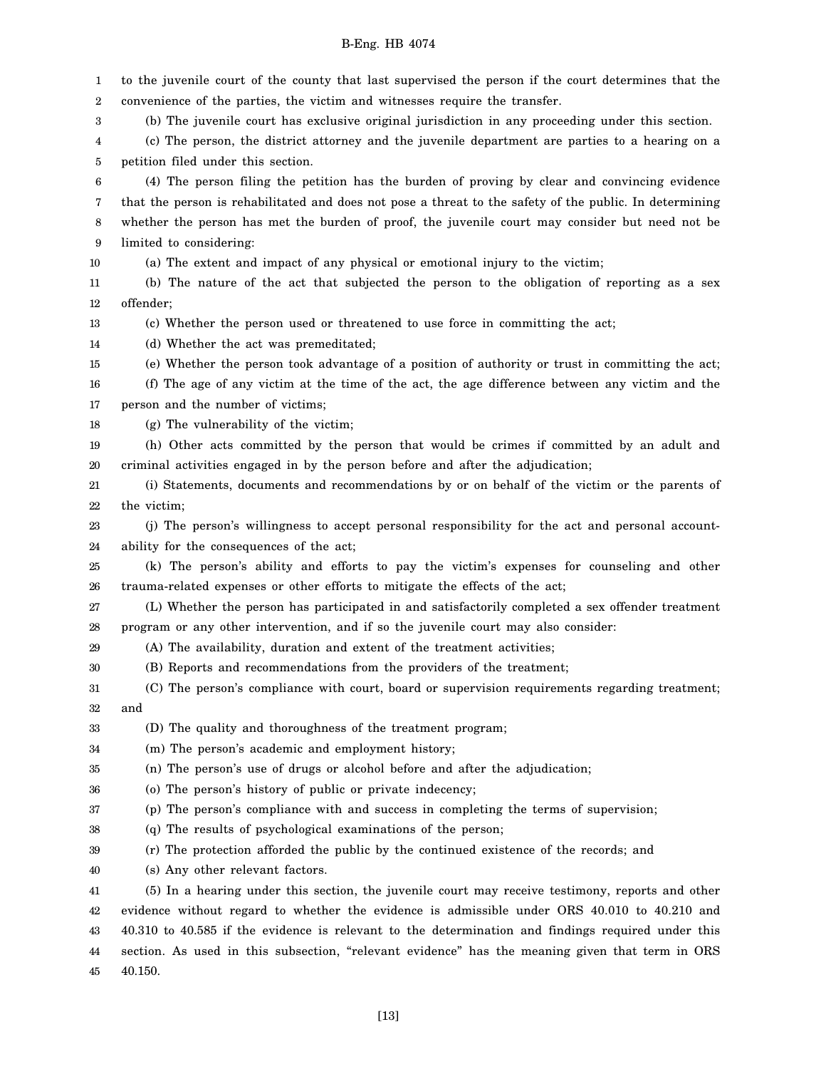to the juvenile court of the county that last supervised the person if the court determines that the convenience of the parties, the victim and witnesses require the transfer.

(b) The juvenile court has exclusive original jurisdiction in any proceeding under this section.

(c) The person, the district attorney and the juvenile department are parties to a hearing on a petition filed under this section.

(4) The person filing the petition has the burden of proving by clear and convincing evidence that the person is rehabilitated and does not pose a threat to the safety of the public. In determining whether the person has met the burden of proof, the juvenile court may consider but need not be limited to considering:

(a) The extent and impact of any physical or emotional injury to the victim;

(b) The nature of the act that subjected the person to the obligation of reporting as a sex offender;

(c) Whether the person used or threatened to use force in committing the act;

(d) Whether the act was premeditated;

(e) Whether the person took advantage of a position of authority or trust in committing the act;

(f) The age of any victim at the time of the act, the age difference between any victim and the person and the number of victims;

(g) The vulnerability of the victim;

(h) Other acts committed by the person that would be crimes if committed by an adult and criminal activities engaged in by the person before and after the adjudication;

(i) Statements, documents and recommendations by or on behalf of the victim or the parents of the victim;

(j) The person's willingness to accept personal responsibility for the act and personal accountability for the consequences of the act;

(k) The person's ability and efforts to pay the victim's expenses for counseling and other trauma-related expenses or other efforts to mitigate the effects of the act;

(L) Whether the person has participated in and satisfactorily completed a sex offender treatment program or any other intervention, and if so the juvenile court may also consider:

(A) The availability, duration and extent of the treatment activities;

(B) Reports and recommendations from the providers of the treatment;

(C) The person's compliance with court, board or supervision requirements regarding treatment; and

(D) The quality and thoroughness of the treatment program;

(m) The person's academic and employment history;

(n) The person's use of drugs or alcohol before and after the adjudication;

(o) The person's history of public or private indecency;

(p) The person's compliance with and success in completing the terms of supervision;

(q) The results of psychological examinations of the person;

(r) The protection afforded the public by the continued existence of the records; and

(s) Any other relevant factors.

(5) In a hearing under this section, the juvenile court may receive testimony, reports and other evidence without regard to whether the evidence is admissible under ORS 40.010 to 40.210 and 40.310 to 40.585 if the evidence is relevant to the determination and findings required under this section. As used in this subsection, "relevant evidence" has the meaning given that term in ORS 40.150.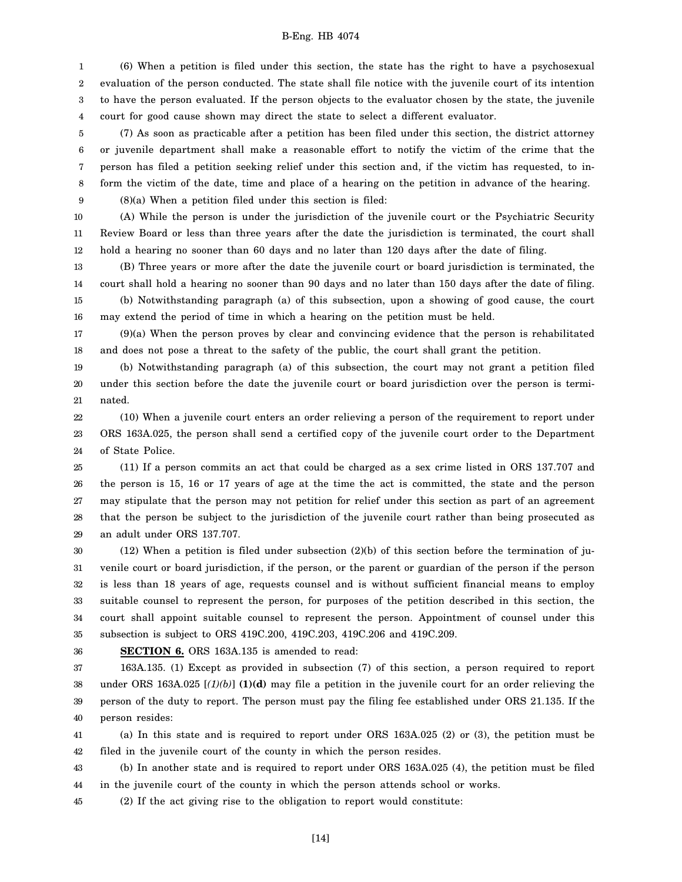(6) When a petition is filed under this section, the state has the right to have a psychosexual evaluation of the person conducted. The state shall file notice with the juvenile court of its intention to have the person evaluated. If the person objects to the evaluator chosen by the state, the juvenile court for good cause shown may direct the state to select a different evaluator.

(7) As soon as practicable after a petition has been filed under this section, the district attorney or juvenile department shall make a reasonable effort to notify the victim of the crime that the person has filed a petition seeking relief under this section and, if the victim has requested, to inform the victim of the date, time and place of a hearing on the petition in advance of the hearing.

(8)(a) When a petition filed under this section is filed:

(A) While the person is under the jurisdiction of the juvenile court or the Psychiatric Security Review Board or less than three years after the date the jurisdiction is terminated, the court shall hold a hearing no sooner than 60 days and no later than 120 days after the date of filing.

(B) Three years or more after the date the juvenile court or board jurisdiction is terminated, the court shall hold a hearing no sooner than 90 days and no later than 150 days after the date of filing.

(b) Notwithstanding paragraph (a) of this subsection, upon a showing of good cause, the court may extend the period of time in which a hearing on the petition must be held.

(9)(a) When the person proves by clear and convincing evidence that the person is rehabilitated and does not pose a threat to the safety of the public, the court shall grant the petition.

(b) Notwithstanding paragraph (a) of this subsection, the court may not grant a petition filed under this section before the date the juvenile court or board jurisdiction over the person is terminated.

(10) When a juvenile court enters an order relieving a person of the requirement to report under ORS 163A.025, the person shall send a certified copy of the juvenile court order to the Department of State Police.

(11) If a person commits an act that could be charged as a sex crime listed in ORS 137.707 and the person is 15, 16 or 17 years of age at the time the act is committed, the state and the person may stipulate that the person may not petition for relief under this section as part of an agreement that the person be subject to the jurisdiction of the juvenile court rather than being prosecuted as an adult under ORS 137.707.

(12) When a petition is filed under subsection (2)(b) of this section before the termination of juvenile court or board jurisdiction, if the person, or the parent or guardian of the person if the person is less than 18 years of age, requests counsel and is without sufficient financial means to employ suitable counsel to represent the person, for purposes of the petition described in this section, the court shall appoint suitable counsel to represent the person. Appointment of counsel under this subsection is subject to ORS 419C.200, 419C.203, 419C.206 and 419C.209.

**SECTION 6.** ORS 163A.135 is amended to read:

163A.135. (1) Except as provided in subsection (7) of this section, a person required to report under ORS 163A.025 [*(1)(b)*] **(1)(d)** may file a petition in the juvenile court for an order relieving the person of the duty to report. The person must pay the filing fee established under ORS 21.135. If the person resides:

(a) In this state and is required to report under ORS 163A.025 (2) or (3), the petition must be filed in the juvenile court of the county in which the person resides.

(b) In another state and is required to report under ORS 163A.025 (4), the petition must be filed in the juvenile court of the county in which the person attends school or works.

(2) If the act giving rise to the obligation to report would constitute: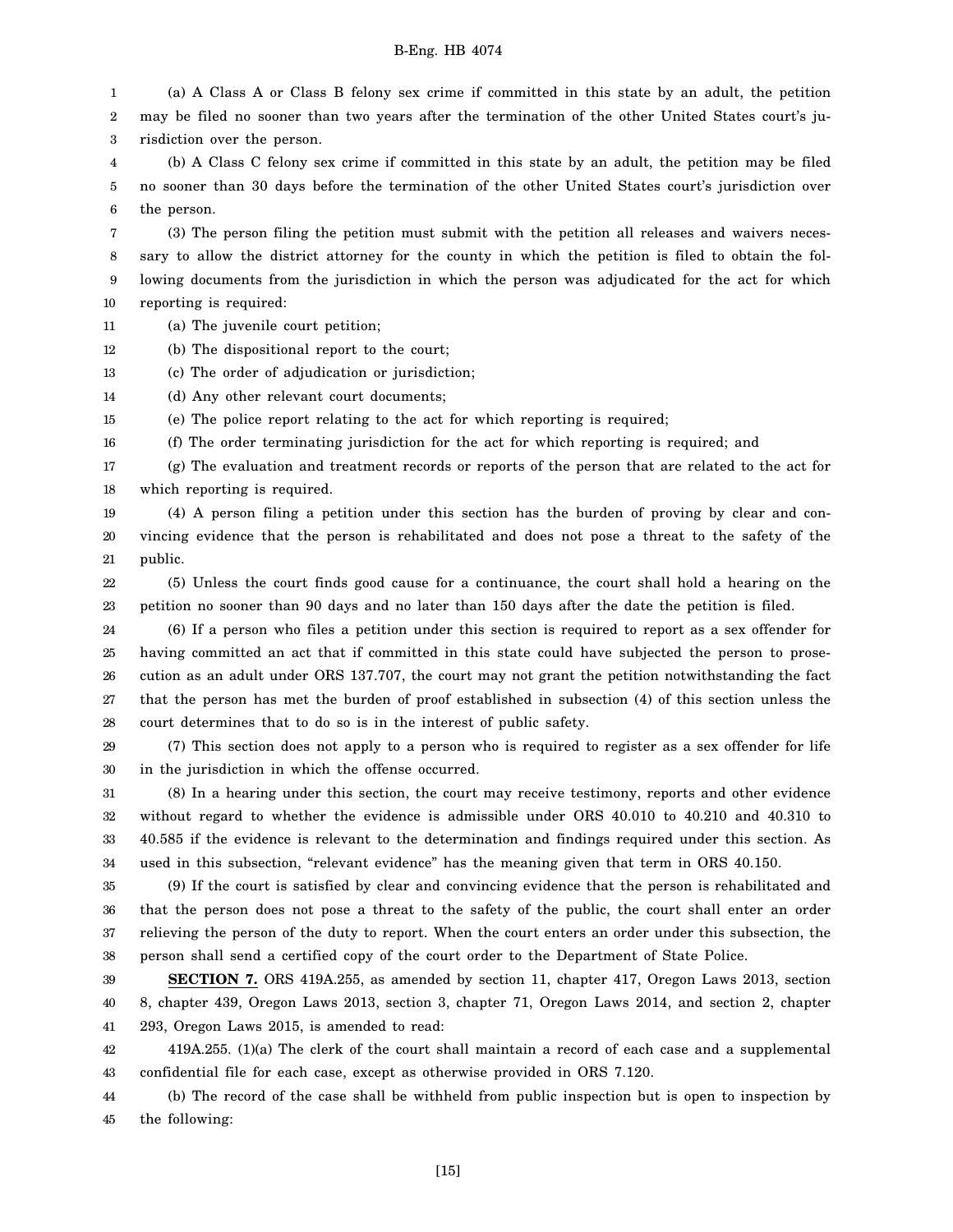(a) A Class A or Class B felony sex crime if committed in this state by an adult, the petition may be filed no sooner than two years after the termination of the other United States court's jurisdiction over the person.

(b) A Class C felony sex crime if committed in this state by an adult, the petition may be filed no sooner than 30 days before the termination of the other United States court's jurisdiction over the person.

(3) The person filing the petition must submit with the petition all releases and waivers necessary to allow the district attorney for the county in which the petition is filed to obtain the following documents from the jurisdiction in which the person was adjudicated for the act for which reporting is required:

(a) The juvenile court petition;

(b) The dispositional report to the court;

(c) The order of adjudication or jurisdiction;

(d) Any other relevant court documents;

(e) The police report relating to the act for which reporting is required;

(f) The order terminating jurisdiction for the act for which reporting is required; and

(g) The evaluation and treatment records or reports of the person that are related to the act for which reporting is required.

(4) A person filing a petition under this section has the burden of proving by clear and convincing evidence that the person is rehabilitated and does not pose a threat to the safety of the public.

(5) Unless the court finds good cause for a continuance, the court shall hold a hearing on the petition no sooner than 90 days and no later than 150 days after the date the petition is filed.

(6) If a person who files a petition under this section is required to report as a sex offender for having committed an act that if committed in this state could have subjected the person to prosecution as an adult under ORS 137.707, the court may not grant the petition notwithstanding the fact that the person has met the burden of proof established in subsection (4) of this section unless the court determines that to do so is in the interest of public safety.

(7) This section does not apply to a person who is required to register as a sex offender for life in the jurisdiction in which the offense occurred.

(8) In a hearing under this section, the court may receive testimony, reports and other evidence without regard to whether the evidence is admissible under ORS 40.010 to 40.210 and 40.310 to 40.585 if the evidence is relevant to the determination and findings required under this section. As used in this subsection, "relevant evidence" has the meaning given that term in ORS 40.150.

(9) If the court is satisfied by clear and convincing evidence that the person is rehabilitated and that the person does not pose a threat to the safety of the public, the court shall enter an order relieving the person of the duty to report. When the court enters an order under this subsection, the person shall send a certified copy of the court order to the Department of State Police.

**SECTION 7.** ORS 419A.255, as amended by section 11, chapter 417, Oregon Laws 2013, section 8, chapter 439, Oregon Laws 2013, section 3, chapter 71, Oregon Laws 2014, and section 2, chapter 293, Oregon Laws 2015, is amended to read:

419A.255. (1)(a) The clerk of the court shall maintain a record of each case and a supplemental confidential file for each case, except as otherwise provided in ORS 7.120.

(b) The record of the case shall be withheld from public inspection but is open to inspection by the following: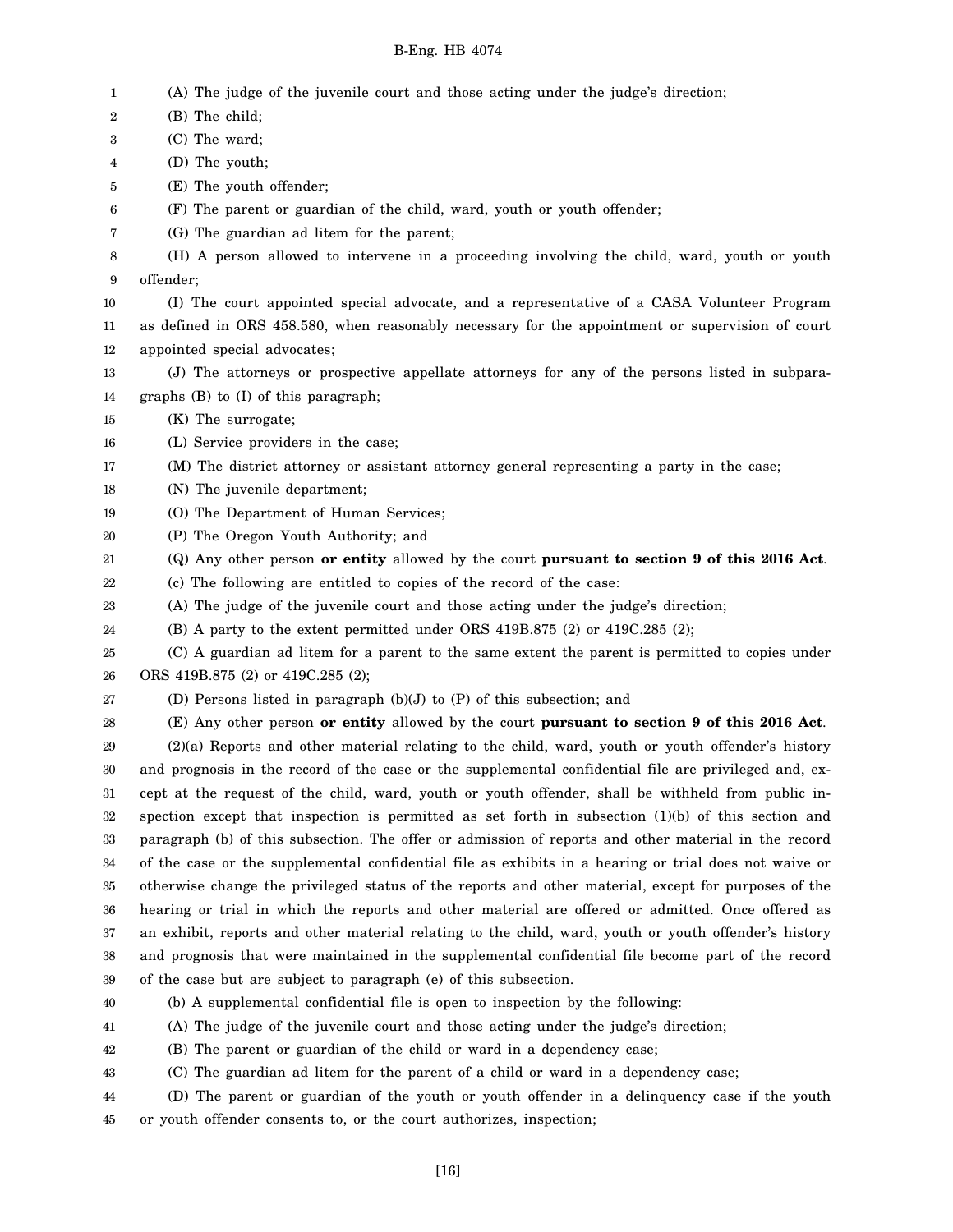(A) The judge of the juvenile court and those acting under the judge's direction;

(B) The child;

(C) The ward;

(D) The youth;

(E) The youth offender;

(F) The parent or guardian of the child, ward, youth or youth offender;

(G) The guardian ad litem for the parent;

(H) A person allowed to intervene in a proceeding involving the child, ward, youth or youth offender;

(I) The court appointed special advocate, and a representative of a CASA Volunteer Program as defined in ORS 458.580, when reasonably necessary for the appointment or supervision of court appointed special advocates;

(J) The attorneys or prospective appellate attorneys for any of the persons listed in subparagraphs (B) to (I) of this paragraph;

(K) The surrogate;

(L) Service providers in the case;

(M) The district attorney or assistant attorney general representing a party in the case;

(N) The juvenile department;

(O) The Department of Human Services;

(P) The Oregon Youth Authority; and

(Q) Any other person **or entity** allowed by the court **pursuant to section 9 of this 2016 Act**.

(c) The following are entitled to copies of the record of the case:

(A) The judge of the juvenile court and those acting under the judge's direction;

(B) A party to the extent permitted under ORS 419B.875 (2) or 419C.285 (2);

(C) A guardian ad litem for a parent to the same extent the parent is permitted to copies under ORS 419B.875 (2) or 419C.285 (2);

(D) Persons listed in paragraph (b)(J) to (P) of this subsection; and

(E) Any other person **or entity** allowed by the court **pursuant to section 9 of this 2016 Act**.

(2)(a) Reports and other material relating to the child, ward, youth or youth offender's history and prognosis in the record of the case or the supplemental confidential file are privileged and, except at the request of the child, ward, youth or youth offender, shall be withheld from public inspection except that inspection is permitted as set forth in subsection (1)(b) of this section and paragraph (b) of this subsection. The offer or admission of reports and other material in the record of the case or the supplemental confidential file as exhibits in a hearing or trial does not waive or otherwise change the privileged status of the reports and other material, except for purposes of the hearing or trial in which the reports and other material are offered or admitted. Once offered as an exhibit, reports and other material relating to the child, ward, youth or youth offender's history and prognosis that were maintained in the supplemental confidential file become part of the record of the case but are subject to paragraph (e) of this subsection.

(b) A supplemental confidential file is open to inspection by the following:

(A) The judge of the juvenile court and those acting under the judge's direction;

(B) The parent or guardian of the child or ward in a dependency case;

(C) The guardian ad litem for the parent of a child or ward in a dependency case;

(D) The parent or guardian of the youth or youth offender in a delinquency case if the youth or youth offender consents to, or the court authorizes, inspection;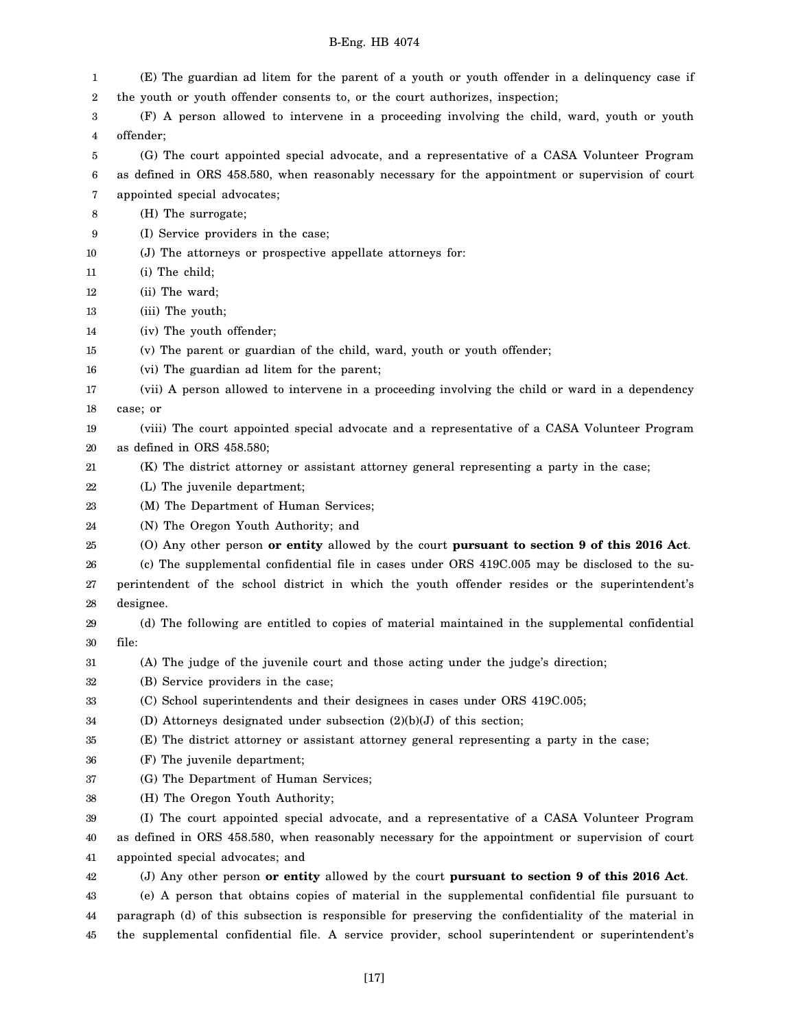(E) The guardian ad litem for the parent of a youth or youth offender in a delinquency case if the youth or youth offender consents to, or the court authorizes, inspection;

(F) A person allowed to intervene in a proceeding involving the child, ward, youth or youth offender;

(G) The court appointed special advocate, and a representative of a CASA Volunteer Program as defined in ORS 458.580, when reasonably necessary for the appointment or supervision of court appointed special advocates;

(H) The surrogate;

(I) Service providers in the case;

(J) The attorneys or prospective appellate attorneys for:

(i) The child;

(ii) The ward;

(iii) The youth;

(iv) The youth offender;

(v) The parent or guardian of the child, ward, youth or youth offender;

(vi) The guardian ad litem for the parent;

(vii) A person allowed to intervene in a proceeding involving the child or ward in a dependency case; or

(viii) The court appointed special advocate and a representative of a CASA Volunteer Program as defined in ORS 458.580;

(K) The district attorney or assistant attorney general representing a party in the case;

(L) The juvenile department;

(M) The Department of Human Services;

(N) The Oregon Youth Authority; and

(O) Any other person **or entity** allowed by the court **pursuant to section 9 of this 2016 Act**.

(c) The supplemental confidential file in cases under ORS 419C.005 may be disclosed to the superintendent of the school district in which the youth offender resides or the superintendent's designee.

(d) The following are entitled to copies of material maintained in the supplemental confidential file:

(A) The judge of the juvenile court and those acting under the judge's direction;

(B) Service providers in the case;

(C) School superintendents and their designees in cases under ORS 419C.005;

(D) Attorneys designated under subsection (2)(b)(J) of this section;

(E) The district attorney or assistant attorney general representing a party in the case;

(F) The juvenile department;

(G) The Department of Human Services;

(H) The Oregon Youth Authority;

(I) The court appointed special advocate, and a representative of a CASA Volunteer Program as defined in ORS 458.580, when reasonably necessary for the appointment or supervision of court appointed special advocates; and

(J) Any other person **or entity** allowed by the court **pursuant to section 9 of this 2016 Act**.

(e) A person that obtains copies of material in the supplemental confidential file pursuant to paragraph (d) of this subsection is responsible for preserving the confidentiality of the material in the supplemental confidential file. A service provider, school superintendent or superintendent's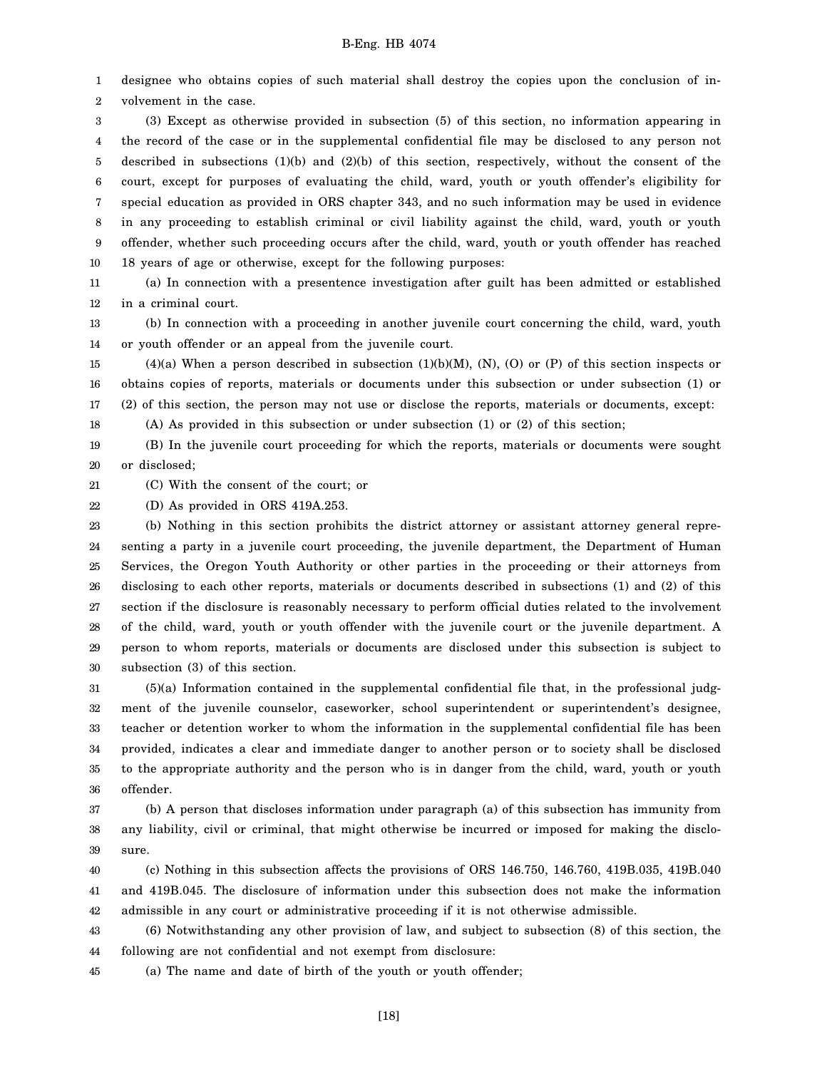designee who obtains copies of such material shall destroy the copies upon the conclusion of involvement in the case.

(3) Except as otherwise provided in subsection (5) of this section, no information appearing in the record of the case or in the supplemental confidential file may be disclosed to any person not described in subsections (1)(b) and (2)(b) of this section, respectively, without the consent of the court, except for purposes of evaluating the child, ward, youth or youth offender's eligibility for special education as provided in ORS chapter 343, and no such information may be used in evidence in any proceeding to establish criminal or civil liability against the child, ward, youth or youth offender, whether such proceeding occurs after the child, ward, youth or youth offender has reached 18 years of age or otherwise, except for the following purposes:

(a) In connection with a presentence investigation after guilt has been admitted or established in a criminal court.

(b) In connection with a proceeding in another juvenile court concerning the child, ward, youth or youth offender or an appeal from the juvenile court.

(4)(a) When a person described in subsection (1)(b)(M), (N), (O) or (P) of this section inspects or obtains copies of reports, materials or documents under this subsection or under subsection (1) or (2) of this section, the person may not use or disclose the reports, materials or documents, except:

(A) As provided in this subsection or under subsection (1) or (2) of this section;

(B) In the juvenile court proceeding for which the reports, materials or documents were sought or disclosed;

(C) With the consent of the court; or

(D) As provided in ORS 419A.253.

(b) Nothing in this section prohibits the district attorney or assistant attorney general representing a party in a juvenile court proceeding, the juvenile department, the Department of Human Services, the Oregon Youth Authority or other parties in the proceeding or their attorneys from disclosing to each other reports, materials or documents described in subsections (1) and (2) of this section if the disclosure is reasonably necessary to perform official duties related to the involvement of the child, ward, youth or youth offender with the juvenile court or the juvenile department. A person to whom reports, materials or documents are disclosed under this subsection is subject to subsection (3) of this section.

(5)(a) Information contained in the supplemental confidential file that, in the professional judgment of the juvenile counselor, caseworker, school superintendent or superintendent's designee, teacher or detention worker to whom the information in the supplemental confidential file has been provided, indicates a clear and immediate danger to another person or to society shall be disclosed to the appropriate authority and the person who is in danger from the child, ward, youth or youth offender.

(b) A person that discloses information under paragraph (a) of this subsection has immunity from any liability, civil or criminal, that might otherwise be incurred or imposed for making the disclosure.

(c) Nothing in this subsection affects the provisions of ORS 146.750, 146.760, 419B.035, 419B.040 and 419B.045. The disclosure of information under this subsection does not make the information admissible in any court or administrative proceeding if it is not otherwise admissible.

(6) Notwithstanding any other provision of law, and subject to subsection (8) of this section, the following are not confidential and not exempt from disclosure:

(a) The name and date of birth of the youth or youth offender;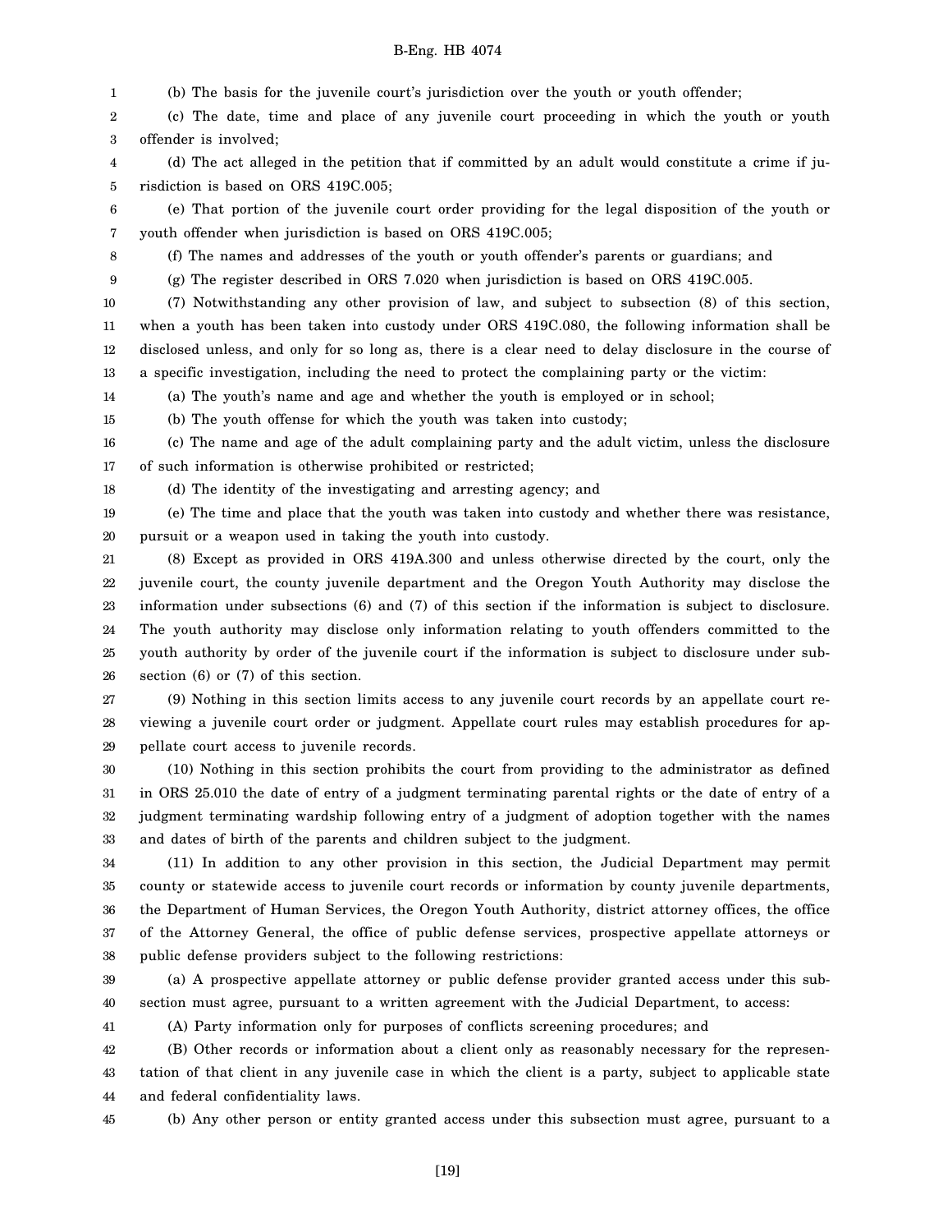(b) The basis for the juvenile court's jurisdiction over the youth or youth offender;

(c) The date, time and place of any juvenile court proceeding in which the youth or youth offender is involved;

(d) The act alleged in the petition that if committed by an adult would constitute a crime if jurisdiction is based on ORS 419C.005;

(e) That portion of the juvenile court order providing for the legal disposition of the youth or youth offender when jurisdiction is based on ORS 419C.005;

(f) The names and addresses of the youth or youth offender's parents or guardians; and

(g) The register described in ORS 7.020 when jurisdiction is based on ORS 419C.005.

(7) Notwithstanding any other provision of law, and subject to subsection (8) of this section, when a youth has been taken into custody under ORS 419C.080, the following information shall be disclosed unless, and only for so long as, there is a clear need to delay disclosure in the course of a specific investigation, including the need to protect the complaining party or the victim:

(a) The youth's name and age and whether the youth is employed or in school;

(b) The youth offense for which the youth was taken into custody;

(c) The name and age of the adult complaining party and the adult victim, unless the disclosure of such information is otherwise prohibited or restricted;

(d) The identity of the investigating and arresting agency; and

(e) The time and place that the youth was taken into custody and whether there was resistance, pursuit or a weapon used in taking the youth into custody.

(8) Except as provided in ORS 419A.300 and unless otherwise directed by the court, only the juvenile court, the county juvenile department and the Oregon Youth Authority may disclose the information under subsections (6) and (7) of this section if the information is subject to disclosure. The youth authority may disclose only information relating to youth offenders committed to the youth authority by order of the juvenile court if the information is subject to disclosure under subsection (6) or (7) of this section.

(9) Nothing in this section limits access to any juvenile court records by an appellate court reviewing a juvenile court order or judgment. Appellate court rules may establish procedures for appellate court access to juvenile records.

(10) Nothing in this section prohibits the court from providing to the administrator as defined in ORS 25.010 the date of entry of a judgment terminating parental rights or the date of entry of a judgment terminating wardship following entry of a judgment of adoption together with the names and dates of birth of the parents and children subject to the judgment.

(11) In addition to any other provision in this section, the Judicial Department may permit county or statewide access to juvenile court records or information by county juvenile departments, the Department of Human Services, the Oregon Youth Authority, district attorney offices, the office of the Attorney General, the office of public defense services, prospective appellate attorneys or public defense providers subject to the following restrictions:

(a) A prospective appellate attorney or public defense provider granted access under this subsection must agree, pursuant to a written agreement with the Judicial Department, to access:

(A) Party information only for purposes of conflicts screening procedures; and

(B) Other records or information about a client only as reasonably necessary for the representation of that client in any juvenile case in which the client is a party, subject to applicable state and federal confidentiality laws.

(b) Any other person or entity granted access under this subsection must agree, pursuant to a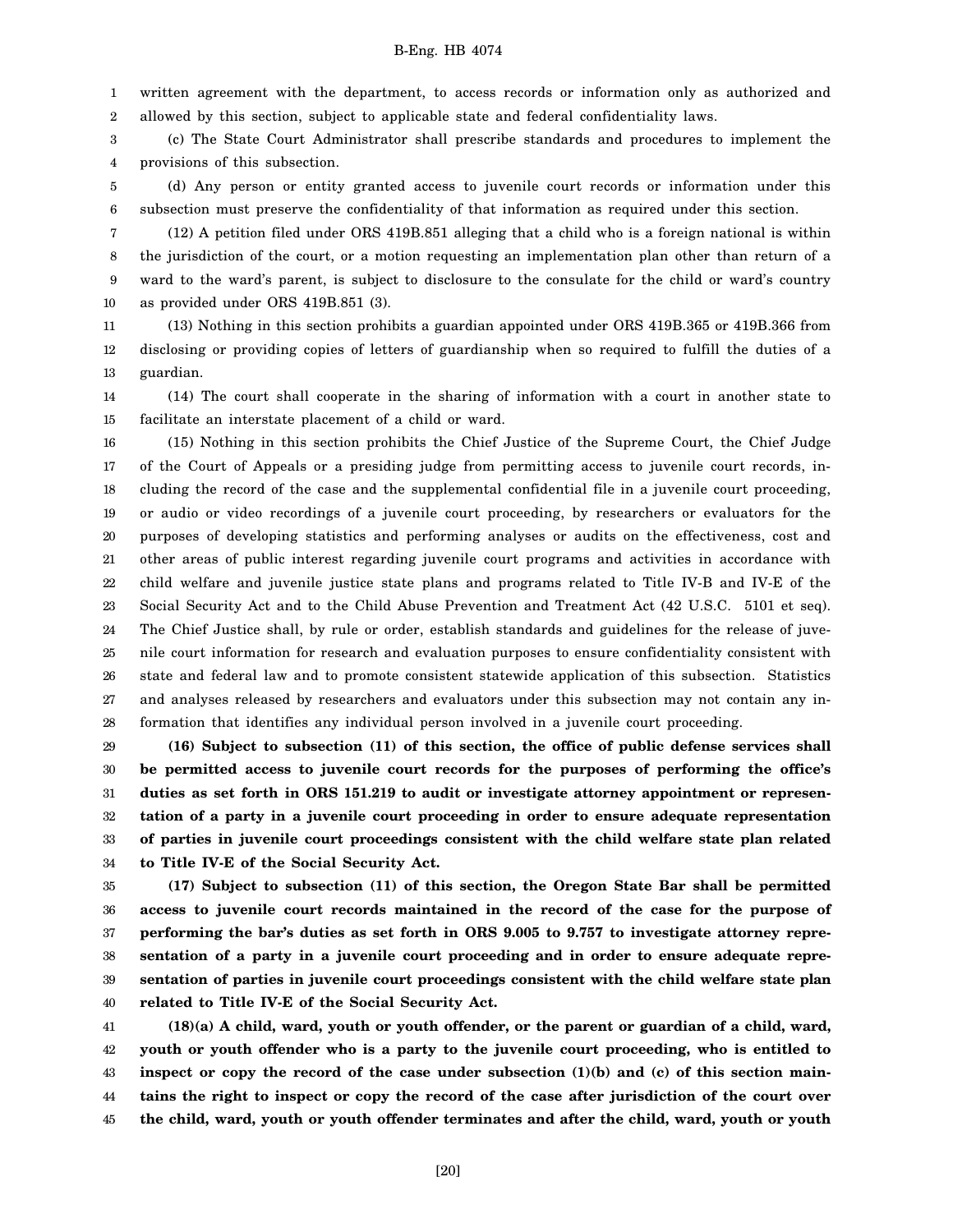written agreement with the department, to access records or information only as authorized and allowed by this section, subject to applicable state and federal confidentiality laws.

(c) The State Court Administrator shall prescribe standards and procedures to implement the provisions of this subsection.

(d) Any person or entity granted access to juvenile court records or information under this subsection must preserve the confidentiality of that information as required under this section.

(12) A petition filed under ORS 419B.851 alleging that a child who is a foreign national is within the jurisdiction of the court, or a motion requesting an implementation plan other than return of a ward to the ward's parent, is subject to disclosure to the consulate for the child or ward's country as provided under ORS 419B.851 (3).

(13) Nothing in this section prohibits a guardian appointed under ORS 419B.365 or 419B.366 from disclosing or providing copies of letters of guardianship when so required to fulfill the duties of a guardian.

(14) The court shall cooperate in the sharing of information with a court in another state to facilitate an interstate placement of a child or ward.

(15) Nothing in this section prohibits the Chief Justice of the Supreme Court, the Chief Judge of the Court of Appeals or a presiding judge from permitting access to juvenile court records, including the record of the case and the supplemental confidential file in a juvenile court proceeding, or audio or video recordings of a juvenile court proceeding, by researchers or evaluators for the purposes of developing statistics and performing analyses or audits on the effectiveness, cost and other areas of public interest regarding juvenile court programs and activities in accordance with child welfare and juvenile justice state plans and programs related to Title IV-B and IV-E of the Social Security Act and to the Child Abuse Prevention and Treatment Act (42 U.S.C. 5101 et seq). The Chief Justice shall, by rule or order, establish standards and guidelines for the release of juvenile court information for research and evaluation purposes to ensure confidentiality consistent with state and federal law and to promote consistent statewide application of this subsection. Statistics and analyses released by researchers and evaluators under this subsection may not contain any information that identifies any individual person involved in a juvenile court proceeding.

**(16) Subject to subsection (11) of this section, the office of public defense services shall be permitted access to juvenile court records for the purposes of performing the office's duties as set forth in ORS 151.219 to audit or investigate attorney appointment or representation of a party in a juvenile court proceeding in order to ensure adequate representation of parties in juvenile court proceedings consistent with the child welfare state plan related to Title IV-E of the Social Security Act.**

**(17) Subject to subsection (11) of this section, the Oregon State Bar shall be permitted access to juvenile court records maintained in the record of the case for the purpose of performing the bar's duties as set forth in ORS 9.005 to 9.757 to investigate attorney representation of a party in a juvenile court proceeding and in order to ensure adequate representation of parties in juvenile court proceedings consistent with the child welfare state plan related to Title IV-E of the Social Security Act.**

**(18)(a) A child, ward, youth or youth offender, or the parent or guardian of a child, ward, youth or youth offender who is a party to the juvenile court proceeding, who is entitled to inspect or copy the record of the case under subsection (1)(b) and (c) of this section maintains the right to inspect or copy the record of the case after jurisdiction of the court over the child, ward, youth or youth offender terminates and after the child, ward, youth or youth**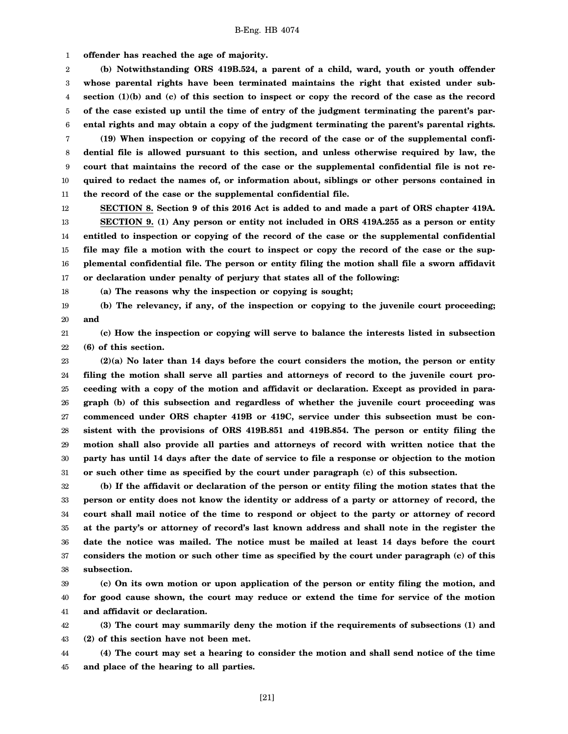**offender has reached the age of majority.**

**(b) Notwithstanding ORS 419B.524, a parent of a child, ward, youth or youth offender whose parental rights have been terminated maintains the right that existed under subsection (1)(b) and (c) of this section to inspect or copy the record of the case as the record of the case existed up until the time of entry of the judgment terminating the parent's parental rights and may obtain a copy of the judgment terminating the parent's parental rights.**

**(19) When inspection or copying of the record of the case or of the supplemental confidential file is allowed pursuant to this section, and unless otherwise required by law, the court that maintains the record of the case or the supplemental confidential file is not required to redact the names of, or information about, siblings or other persons contained in the record of the case or the supplemental confidential file.**

**SECTION 8. Section 9 of this 2016 Act is added to and made a part of ORS chapter 419A.**

**SECTION 9. (1) Any person or entity not included in ORS 419A.255 as a person or entity entitled to inspection or copying of the record of the case or the supplemental confidential file may file a motion with the court to inspect or copy the record of the case or the supplemental confidential file. The person or entity filing the motion shall file a sworn affidavit or declaration under penalty of perjury that states all of the following:**

**(a) The reasons why the inspection or copying is sought;**

**(b) The relevancy, if any, of the inspection or copying to the juvenile court proceeding; and**

**(c) How the inspection or copying will serve to balance the interests listed in subsection (6) of this section.**

**(2)(a) No later than 14 days before the court considers the motion, the person or entity filing the motion shall serve all parties and attorneys of record to the juvenile court proceeding with a copy of the motion and affidavit or declaration. Except as provided in paragraph (b) of this subsection and regardless of whether the juvenile court proceeding was commenced under ORS chapter 419B or 419C, service under this subsection must be consistent with the provisions of ORS 419B.851 and 419B.854. The person or entity filing the motion shall also provide all parties and attorneys of record with written notice that the party has until 14 days after the date of service to file a response or objection to the motion or such other time as specified by the court under paragraph (c) of this subsection.**

**(b) If the affidavit or declaration of the person or entity filing the motion states that the person or entity does not know the identity or address of a party or attorney of record, the court shall mail notice of the time to respond or object to the party or attorney of record at the party's or attorney of record's last known address and shall note in the register the date the notice was mailed. The notice must be mailed at least 14 days before the court considers the motion or such other time as specified by the court under paragraph (c) of this subsection.**

**(c) On its own motion or upon application of the person or entity filing the motion, and for good cause shown, the court may reduce or extend the time for service of the motion and affidavit or declaration.**

**(3) The court may summarily deny the motion if the requirements of subsections (1) and (2) of this section have not been met.**

**(4) The court may set a hearing to consider the motion and shall send notice of the time and place of the hearing to all parties.**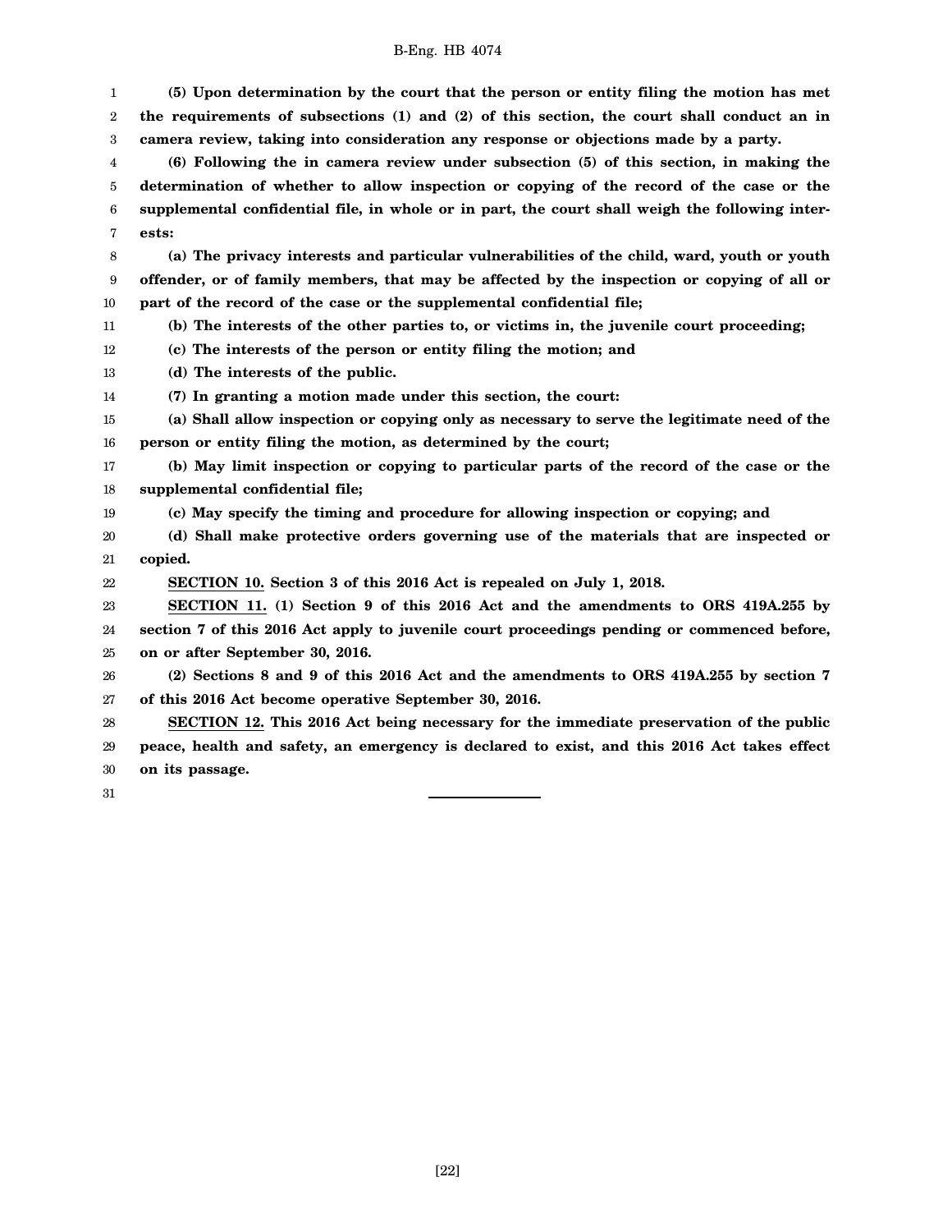**(5) Upon determination by the court that the person or entity filing the motion has met the requirements of subsections (1) and (2) of this section, the court shall conduct an in camera review, taking into consideration any response or objections made by a party.**

**(6) Following the in camera review under subsection (5) of this section, in making the determination of whether to allow inspection or copying of the record of the case or the supplemental confidential file, in whole or in part, the court shall weigh the following interests:**

**(a) The privacy interests and particular vulnerabilities of the child, ward, youth or youth offender, or of family members, that may be affected by the inspection or copying of all or part of the record of the case or the supplemental confidential file;**

**(b) The interests of the other parties to, or victims in, the juvenile court proceeding;**

**(c) The interests of the person or entity filing the motion; and**

**(d) The interests of the public.**

**(7) In granting a motion made under this section, the court:**

**(a) Shall allow inspection or copying only as necessary to serve the legitimate need of the person or entity filing the motion, as determined by the court;**

**(b) May limit inspection or copying to particular parts of the record of the case or the supplemental confidential file;**

**(c) May specify the timing and procedure for allowing inspection or copying; and**

**(d) Shall make protective orders governing use of the materials that are inspected or copied.**

**SECTION 10. Section 3 of this 2016 Act is repealed on July 1, 2018.**

**SECTION 11. (1) Section 9 of this 2016 Act and the amendments to ORS 419A.255 by section 7 of this 2016 Act apply to juvenile court proceedings pending or commenced before, on or after September 30, 2016.**

**(2) Sections 8 and 9 of this 2016 Act and the amendments to ORS 419A.255 by section 7 of this 2016 Act become operative September 30, 2016.**

**SECTION 12. This 2016 Act being necessary for the immediate preservation of the public peace, health and safety, an emergency is declared to exist, and this 2016 Act takes effect on its passage.**